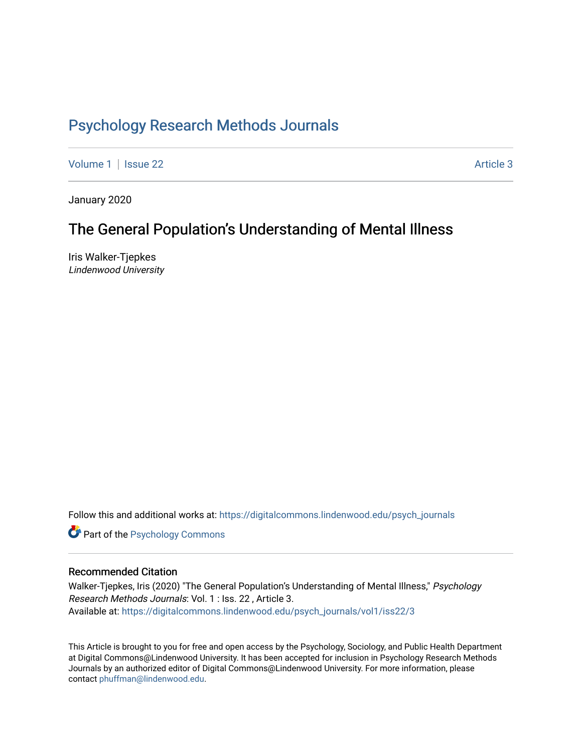# Psychology Research Methods Journals

Volume 1 | Issue 22 Article 3

January 2020

## The General Population's Understanding of Mental Illness

Iris Walker-Tjepkes
*Lindenwood University*

Follow this and additional works at: https://digitalcommons.lindenwood.edu/psych_journals

Part of the Psychology Commons

### Recommended Citation

Walker-Tjepkes, Iris (2020) "The General Population's Understanding of Mental Illness," *Psychology Research Methods Journals*: Vol. 1 : Iss. 22 , Article 3.
Available at: https://digitalcommons.lindenwood.edu/psych_journals/vol1/iss22/3

This Article is brought to you for free and open access by the Psychology, Sociology, and Public Health Department at Digital Commons@Lindenwood University. It has been accepted for inclusion in Psychology Research Methods Journals by an authorized editor of Digital Commons@Lindenwood University. For more information, please contact phuffman@lindenwood.edu.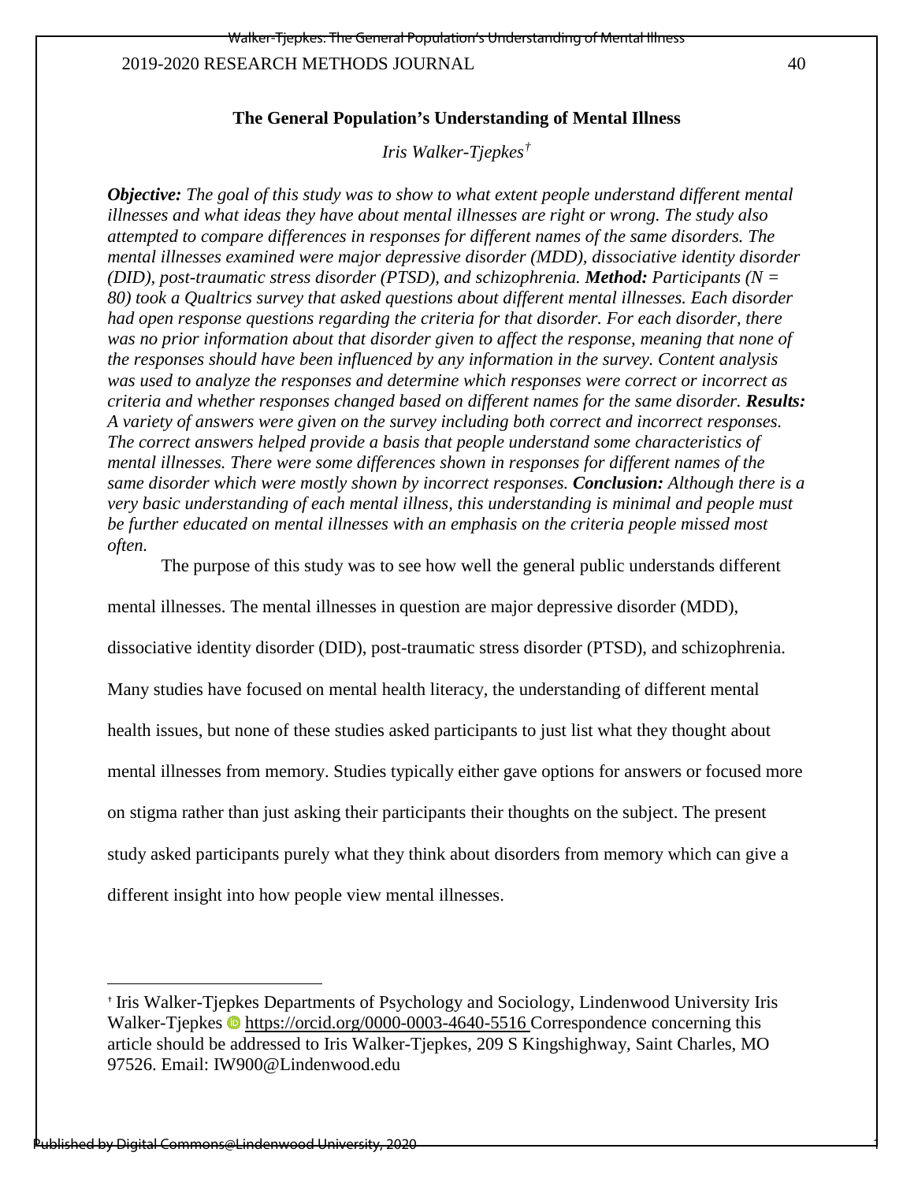# The General Population's Understanding of Mental Illness

*Iris Walker-Tjepkes*[†]

***Objective:*** *The goal of this study was to show to what extent people understand different mental illnesses and what ideas they have about mental illnesses are right or wrong. The study also attempted to compare differences in responses for different names of the same disorders. The mental illnesses examined were major depressive disorder (MDD), dissociative identity disorder (DID), post-traumatic stress disorder (PTSD), and schizophrenia.* ***Method:*** *Participants (N = 80) took a Qualtrics survey that asked questions about different mental illnesses. Each disorder had open response questions regarding the criteria for that disorder. For each disorder, there was no prior information about that disorder given to affect the response, meaning that none of the responses should have been influenced by any information in the survey. Content analysis was used to analyze the responses and determine which responses were correct or incorrect as criteria and whether responses changed based on different names for the same disorder.* ***Results:*** *A variety of answers were given on the survey including both correct and incorrect responses. The correct answers helped provide a basis that people understand some characteristics of mental illnesses. There were some differences shown in responses for different names of the same disorder which were mostly shown by incorrect responses.* ***Conclusion:*** *Although there is a very basic understanding of each mental illness, this understanding is minimal and people must be further educated on mental illnesses with an emphasis on the criteria people missed most often.*

The purpose of this study was to see how well the general public understands different mental illnesses. The mental illnesses in question are major depressive disorder (MDD), dissociative identity disorder (DID), post-traumatic stress disorder (PTSD), and schizophrenia. Many studies have focused on mental health literacy, the understanding of different mental health issues, but none of these studies asked participants to just list what they thought about mental illnesses from memory. Studies typically either gave options for answers or focused more on stigma rather than just asking their participants their thoughts on the subject. The present study asked participants purely what they think about disorders from memory which can give a different insight into how people view mental illnesses.

---

[†] Iris Walker-Tjepkes Departments of Psychology and Sociology, Lindenwood University Iris Walker-Tjepkes https://orcid.org/0000-0003-4640-5516 Correspondence concerning this article should be addressed to Iris Walker-Tjepkes, 209 S Kingshighway, Saint Charles, MO 97526. Email: IW900@Lindenwood.edu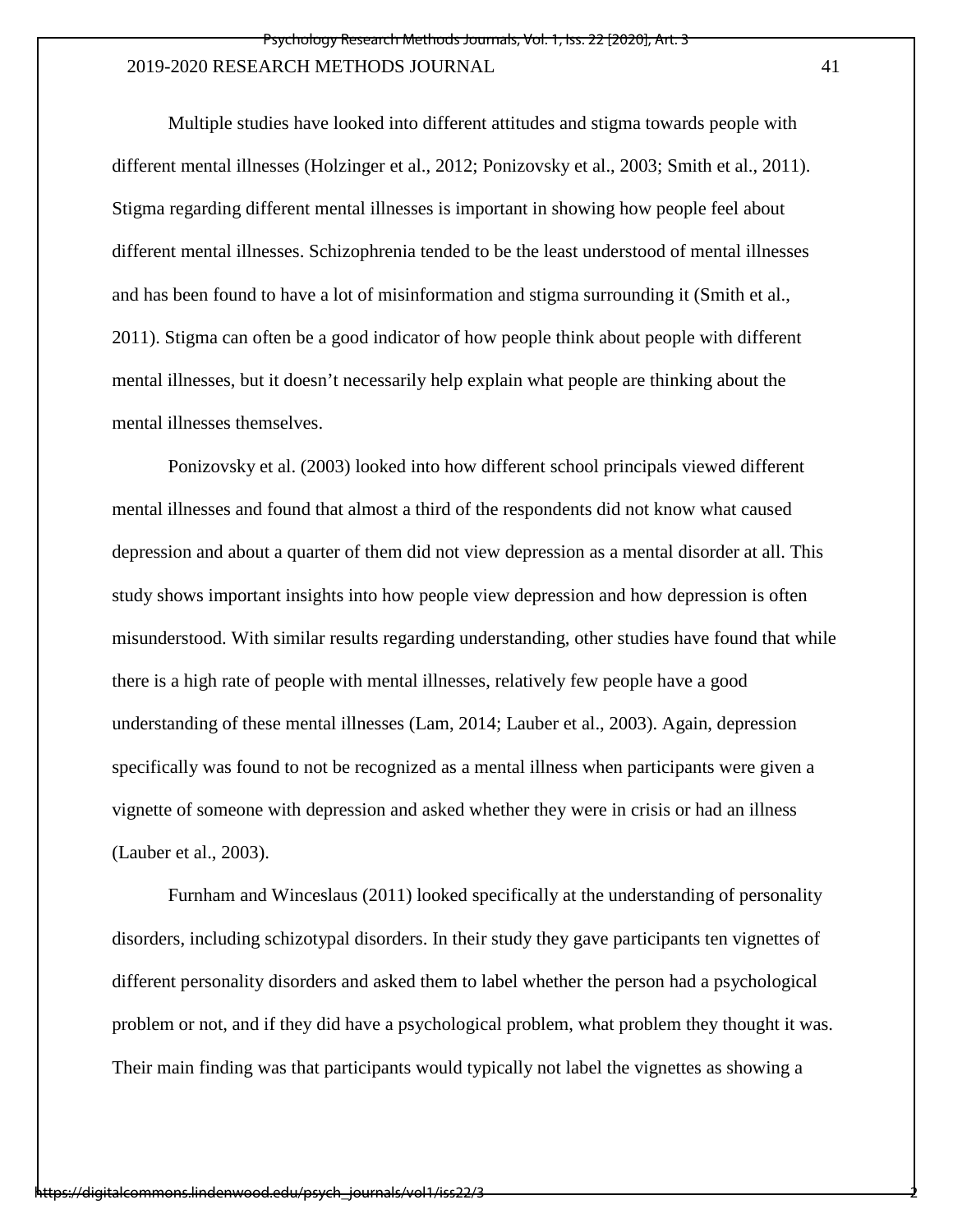Multiple studies have looked into different attitudes and stigma towards people with different mental illnesses (Holzinger et al., 2012; Ponizovsky et al., 2003; Smith et al., 2011). Stigma regarding different mental illnesses is important in showing how people feel about different mental illnesses. Schizophrenia tended to be the least understood of mental illnesses and has been found to have a lot of misinformation and stigma surrounding it (Smith et al., 2011). Stigma can often be a good indicator of how people think about people with different mental illnesses, but it doesn't necessarily help explain what people are thinking about the mental illnesses themselves.

Ponizovsky et al. (2003) looked into how different school principals viewed different mental illnesses and found that almost a third of the respondents did not know what caused depression and about a quarter of them did not view depression as a mental disorder at all. This study shows important insights into how people view depression and how depression is often misunderstood. With similar results regarding understanding, other studies have found that while there is a high rate of people with mental illnesses, relatively few people have a good understanding of these mental illnesses (Lam, 2014; Lauber et al., 2003). Again, depression specifically was found to not be recognized as a mental illness when participants were given a vignette of someone with depression and asked whether they were in crisis or had an illness (Lauber et al., 2003).

Furnham and Winceslaus (2011) looked specifically at the understanding of personality disorders, including schizotypal disorders. In their study they gave participants ten vignettes of different personality disorders and asked them to label whether the person had a psychological problem or not, and if they did have a psychological problem, what problem they thought it was. Their main finding was that participants would typically not label the vignettes as showing a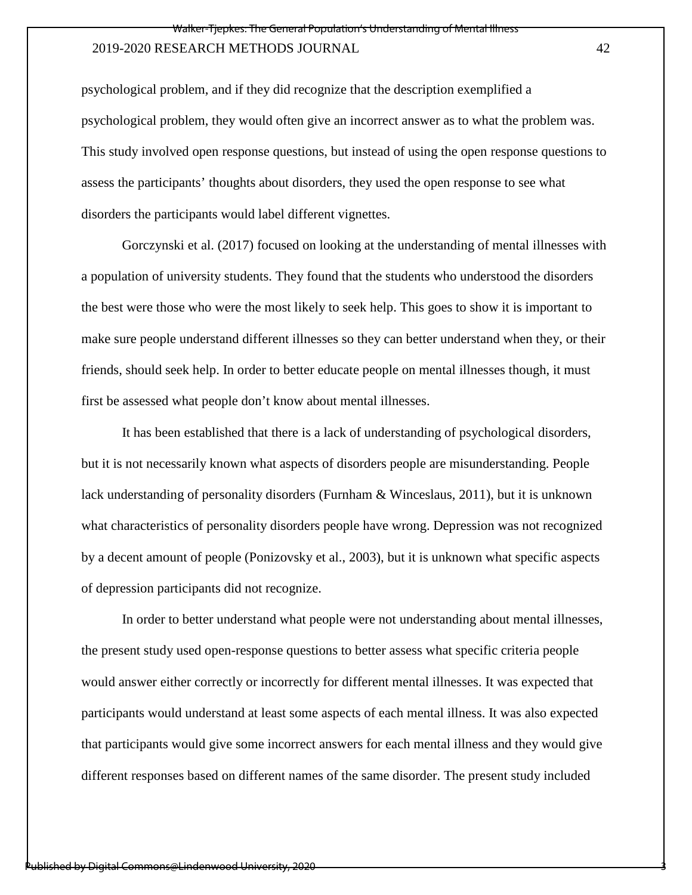psychological problem, and if they did recognize that the description exemplified a psychological problem, they would often give an incorrect answer as to what the problem was. This study involved open response questions, but instead of using the open response questions to assess the participants' thoughts about disorders, they used the open response to see what disorders the participants would label different vignettes.

Gorczynski et al. (2017) focused on looking at the understanding of mental illnesses with a population of university students. They found that the students who understood the disorders the best were those who were the most likely to seek help. This goes to show it is important to make sure people understand different illnesses so they can better understand when they, or their friends, should seek help. In order to better educate people on mental illnesses though, it must first be assessed what people don't know about mental illnesses.

It has been established that there is a lack of understanding of psychological disorders, but it is not necessarily known what aspects of disorders people are misunderstanding. People lack understanding of personality disorders (Furnham & Winceslaus, 2011), but it is unknown what characteristics of personality disorders people have wrong. Depression was not recognized by a decent amount of people (Ponizovsky et al., 2003), but it is unknown what specific aspects of depression participants did not recognize.

In order to better understand what people were not understanding about mental illnesses, the present study used open-response questions to better assess what specific criteria people would answer either correctly or incorrectly for different mental illnesses. It was expected that participants would understand at least some aspects of each mental illness. It was also expected that participants would give some incorrect answers for each mental illness and they would give different responses based on different names of the same disorder. The present study included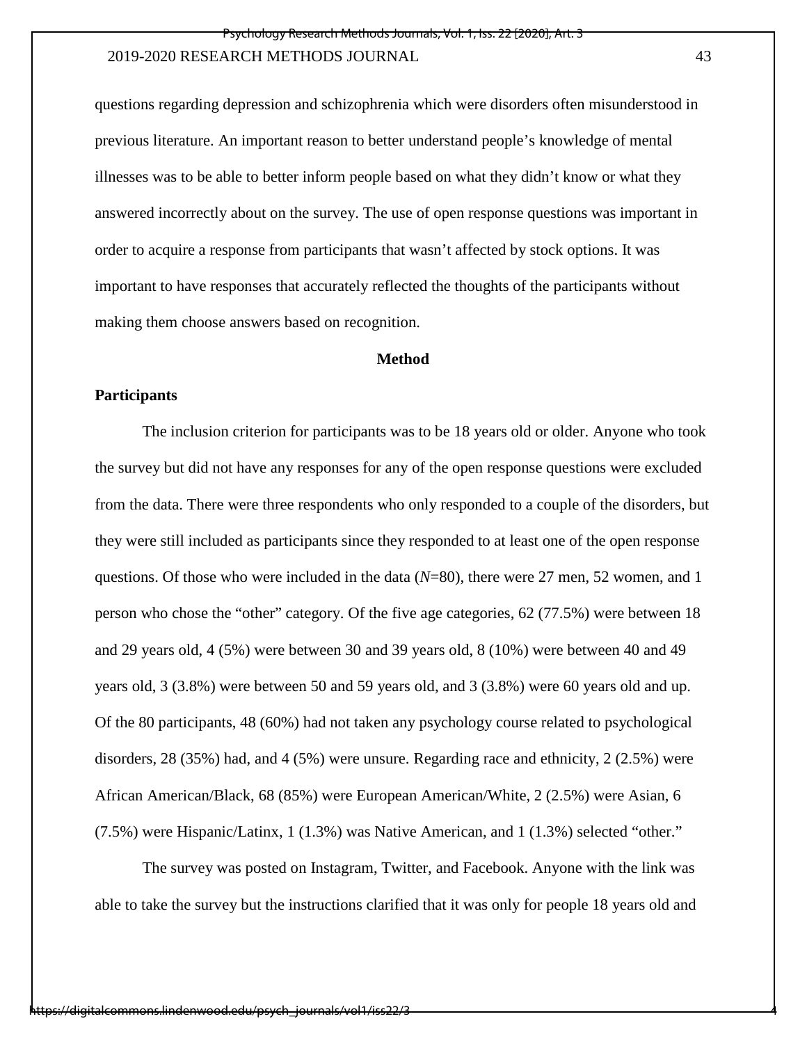questions regarding depression and schizophrenia which were disorders often misunderstood in previous literature. An important reason to better understand people's knowledge of mental illnesses was to be able to better inform people based on what they didn't know or what they answered incorrectly about on the survey. The use of open response questions was important in order to acquire a response from participants that wasn't affected by stock options. It was important to have responses that accurately reflected the thoughts of the participants without making them choose answers based on recognition.

## Method

### Participants

The inclusion criterion for participants was to be 18 years old or older. Anyone who took the survey but did not have any responses for any of the open response questions were excluded from the data. There were three respondents who only responded to a couple of the disorders, but they were still included as participants since they responded to at least one of the open response questions. Of those who were included in the data ($N$=80), there were 27 men, 52 women, and 1 person who chose the "other" category. Of the five age categories, 62 (77.5%) were between 18 and 29 years old, 4 (5%) were between 30 and 39 years old, 8 (10%) were between 40 and 49 years old, 3 (3.8%) were between 50 and 59 years old, and 3 (3.8%) were 60 years old and up. Of the 80 participants, 48 (60%) had not taken any psychology course related to psychological disorders, 28 (35%) had, and 4 (5%) were unsure. Regarding race and ethnicity, 2 (2.5%) were African American/Black, 68 (85%) were European American/White, 2 (2.5%) were Asian, 6 (7.5%) were Hispanic/Latinx, 1 (1.3%) was Native American, and 1 (1.3%) selected "other."

The survey was posted on Instagram, Twitter, and Facebook. Anyone with the link was able to take the survey but the instructions clarified that it was only for people 18 years old and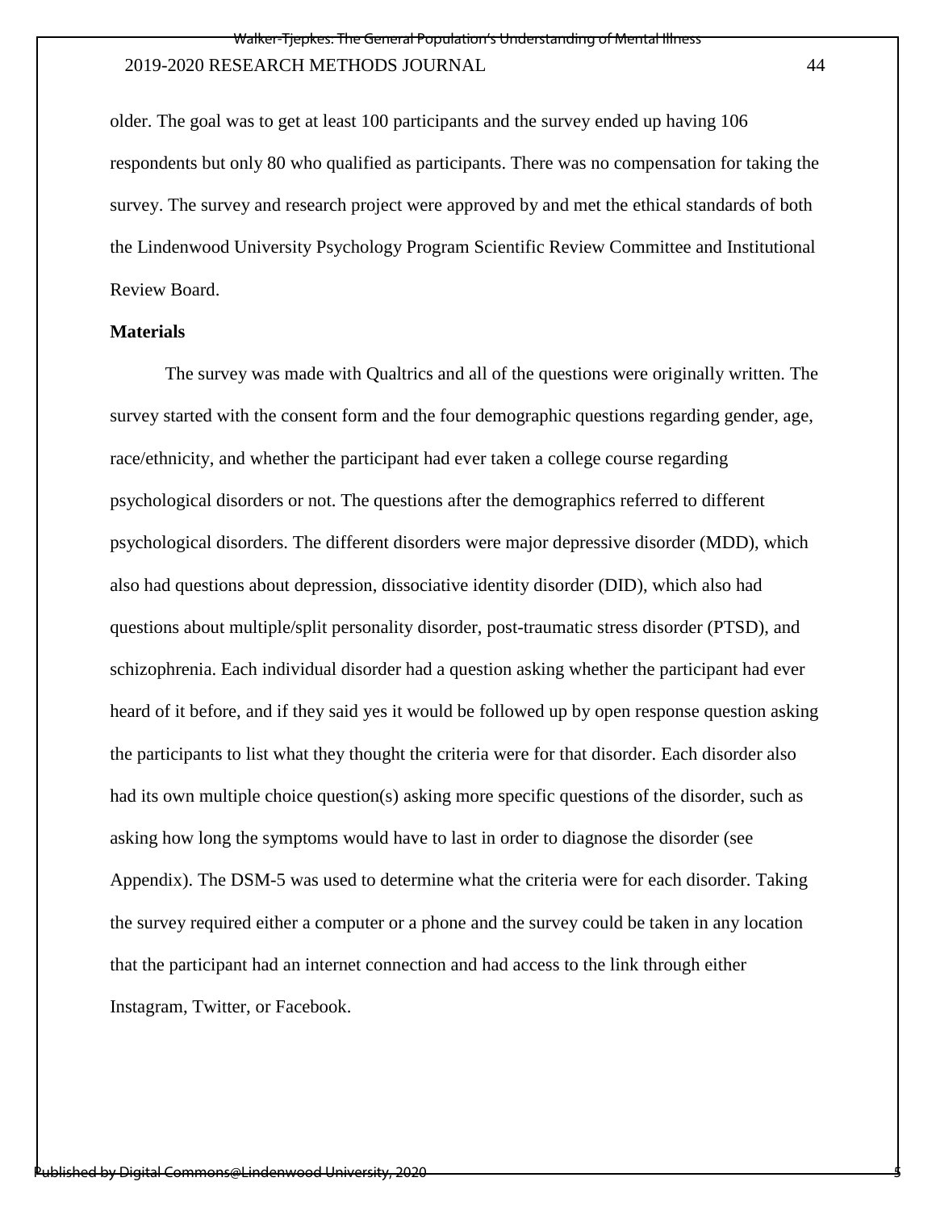older. The goal was to get at least 100 participants and the survey ended up having 106 respondents but only 80 who qualified as participants. There was no compensation for taking the survey. The survey and research project were approved by and met the ethical standards of both the Lindenwood University Psychology Program Scientific Review Committee and Institutional Review Board.

**Materials**

The survey was made with Qualtrics and all of the questions were originally written. The survey started with the consent form and the four demographic questions regarding gender, age, race/ethnicity, and whether the participant had ever taken a college course regarding psychological disorders or not. The questions after the demographics referred to different psychological disorders. The different disorders were major depressive disorder (MDD), which also had questions about depression, dissociative identity disorder (DID), which also had questions about multiple/split personality disorder, post-traumatic stress disorder (PTSD), and schizophrenia. Each individual disorder had a question asking whether the participant had ever heard of it before, and if they said yes it would be followed up by open response question asking the participants to list what they thought the criteria were for that disorder. Each disorder also had its own multiple choice question(s) asking more specific questions of the disorder, such as asking how long the symptoms would have to last in order to diagnose the disorder (see Appendix). The DSM-5 was used to determine what the criteria were for each disorder. Taking the survey required either a computer or a phone and the survey could be taken in any location that the participant had an internet connection and had access to the link through either Instagram, Twitter, or Facebook.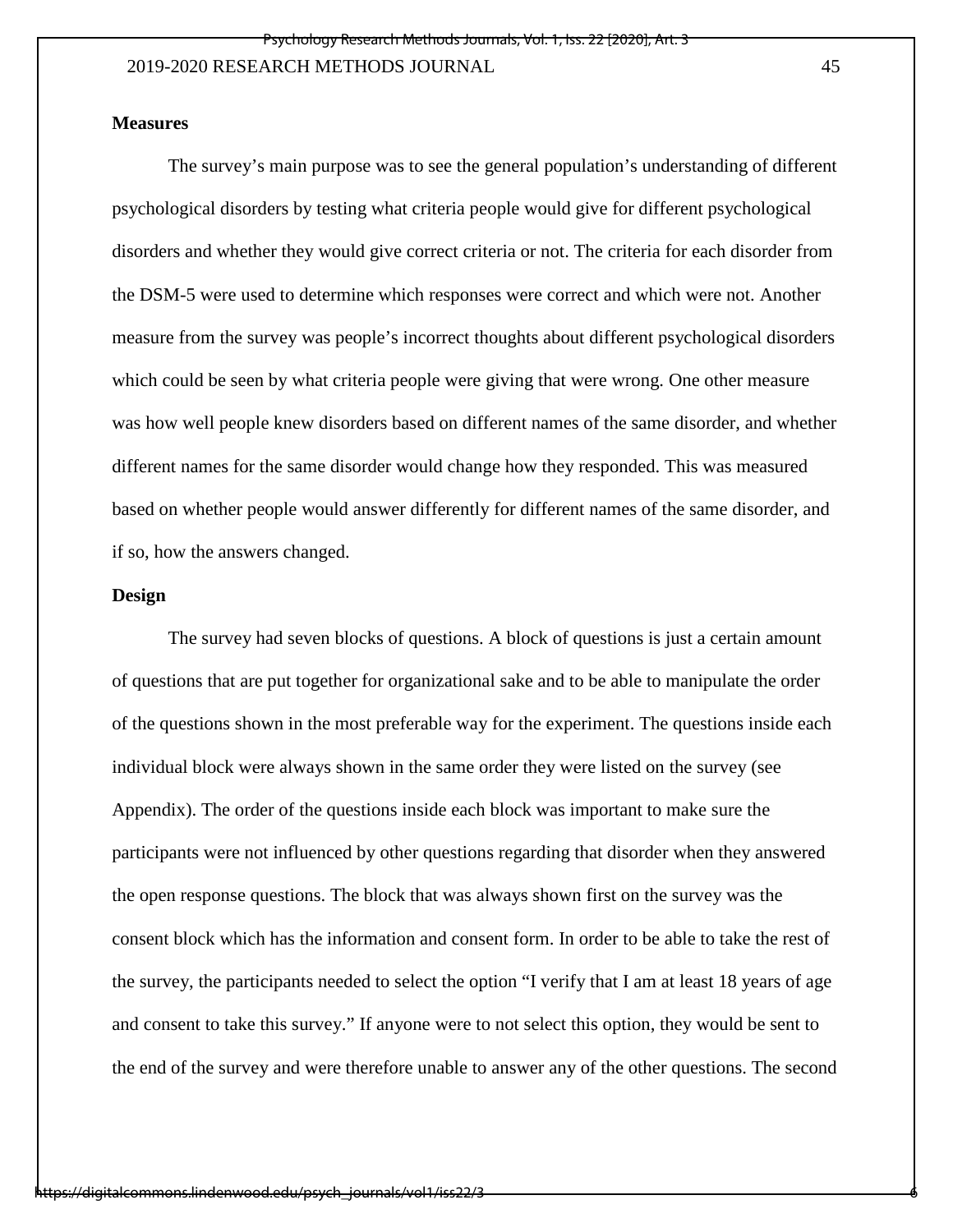**Measures**

The survey's main purpose was to see the general population's understanding of different psychological disorders by testing what criteria people would give for different psychological disorders and whether they would give correct criteria or not. The criteria for each disorder from the DSM-5 were used to determine which responses were correct and which were not. Another measure from the survey was people's incorrect thoughts about different psychological disorders which could be seen by what criteria people were giving that were wrong. One other measure was how well people knew disorders based on different names of the same disorder, and whether different names for the same disorder would change how they responded. This was measured based on whether people would answer differently for different names of the same disorder, and if so, how the answers changed.

**Design**

The survey had seven blocks of questions. A block of questions is just a certain amount of questions that are put together for organizational sake and to be able to manipulate the order of the questions shown in the most preferable way for the experiment. The questions inside each individual block were always shown in the same order they were listed on the survey (see Appendix). The order of the questions inside each block was important to make sure the participants were not influenced by other questions regarding that disorder when they answered the open response questions. The block that was always shown first on the survey was the consent block which has the information and consent form. In order to be able to take the rest of the survey, the participants needed to select the option "I verify that I am at least 18 years of age and consent to take this survey." If anyone were to not select this option, they would be sent to the end of the survey and were therefore unable to answer any of the other questions. The second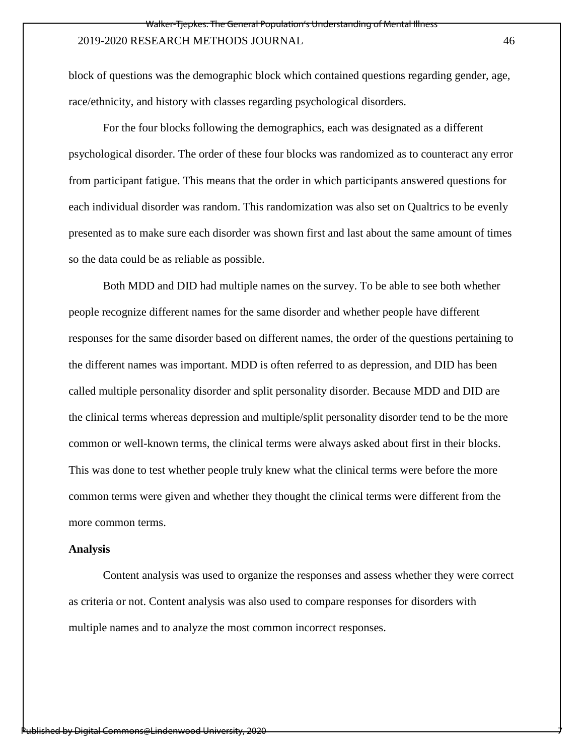block of questions was the demographic block which contained questions regarding gender, age, race/ethnicity, and history with classes regarding psychological disorders.

For the four blocks following the demographics, each was designated as a different psychological disorder. The order of these four blocks was randomized as to counteract any error from participant fatigue. This means that the order in which participants answered questions for each individual disorder was random. This randomization was also set on Qualtrics to be evenly presented as to make sure each disorder was shown first and last about the same amount of times so the data could be as reliable as possible.

Both MDD and DID had multiple names on the survey. To be able to see both whether people recognize different names for the same disorder and whether people have different responses for the same disorder based on different names, the order of the questions pertaining to the different names was important. MDD is often referred to as depression, and DID has been called multiple personality disorder and split personality disorder. Because MDD and DID are the clinical terms whereas depression and multiple/split personality disorder tend to be the more common or well-known terms, the clinical terms were always asked about first in their blocks. This was done to test whether people truly knew what the clinical terms were before the more common terms were given and whether they thought the clinical terms were different from the more common terms.

**Analysis**

Content analysis was used to organize the responses and assess whether they were correct as criteria or not. Content analysis was also used to compare responses for disorders with multiple names and to analyze the most common incorrect responses.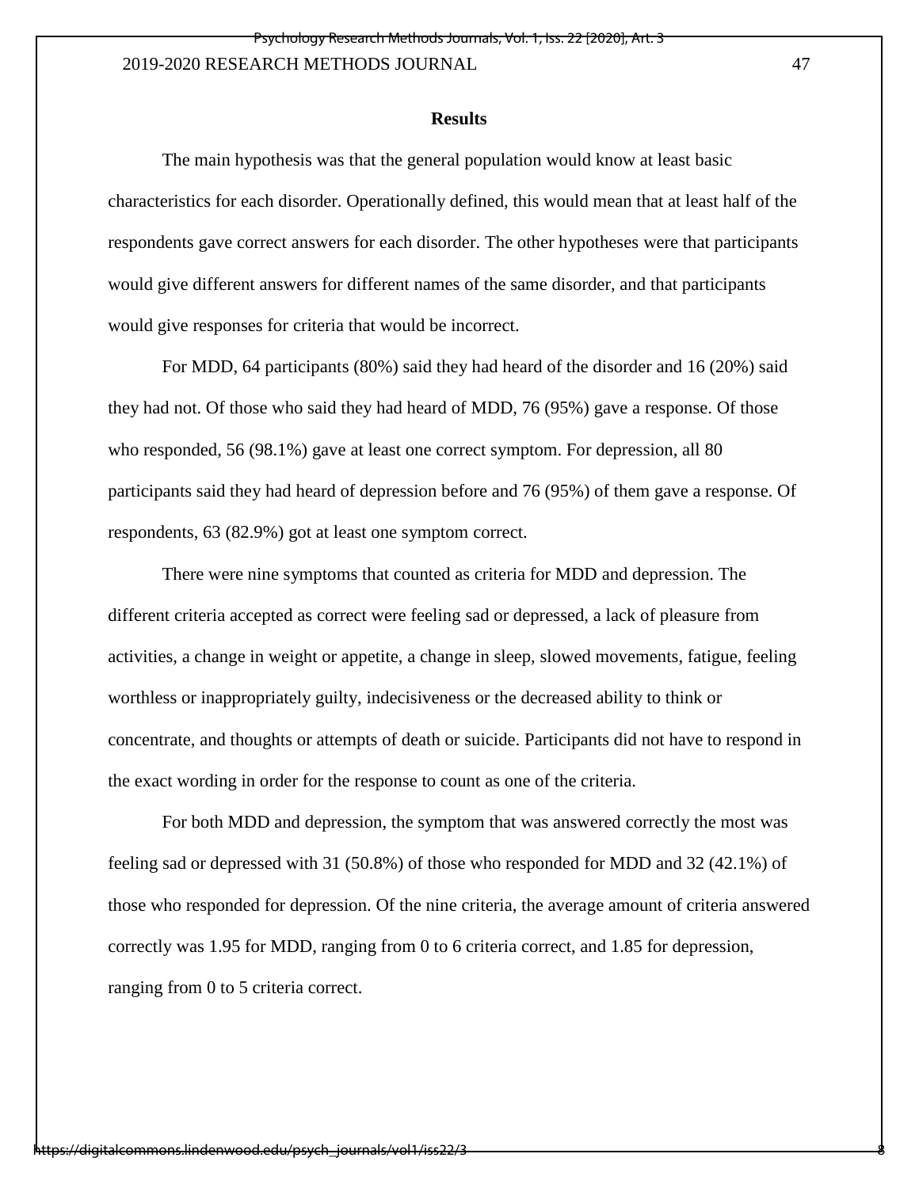## Results

The main hypothesis was that the general population would know at least basic characteristics for each disorder. Operationally defined, this would mean that at least half of the respondents gave correct answers for each disorder. The other hypotheses were that participants would give different answers for different names of the same disorder, and that participants would give responses for criteria that would be incorrect.

For MDD, 64 participants (80%) said they had heard of the disorder and 16 (20%) said they had not. Of those who said they had heard of MDD, 76 (95%) gave a response. Of those who responded, 56 (98.1%) gave at least one correct symptom. For depression, all 80 participants said they had heard of depression before and 76 (95%) of them gave a response. Of respondents, 63 (82.9%) got at least one symptom correct.

There were nine symptoms that counted as criteria for MDD and depression. The different criteria accepted as correct were feeling sad or depressed, a lack of pleasure from activities, a change in weight or appetite, a change in sleep, slowed movements, fatigue, feeling worthless or inappropriately guilty, indecisiveness or the decreased ability to think or concentrate, and thoughts or attempts of death or suicide. Participants did not have to respond in the exact wording in order for the response to count as one of the criteria.

For both MDD and depression, the symptom that was answered correctly the most was feeling sad or depressed with 31 (50.8%) of those who responded for MDD and 32 (42.1%) of those who responded for depression. Of the nine criteria, the average amount of criteria answered correctly was 1.95 for MDD, ranging from 0 to 6 criteria correct, and 1.85 for depression, ranging from 0 to 5 criteria correct.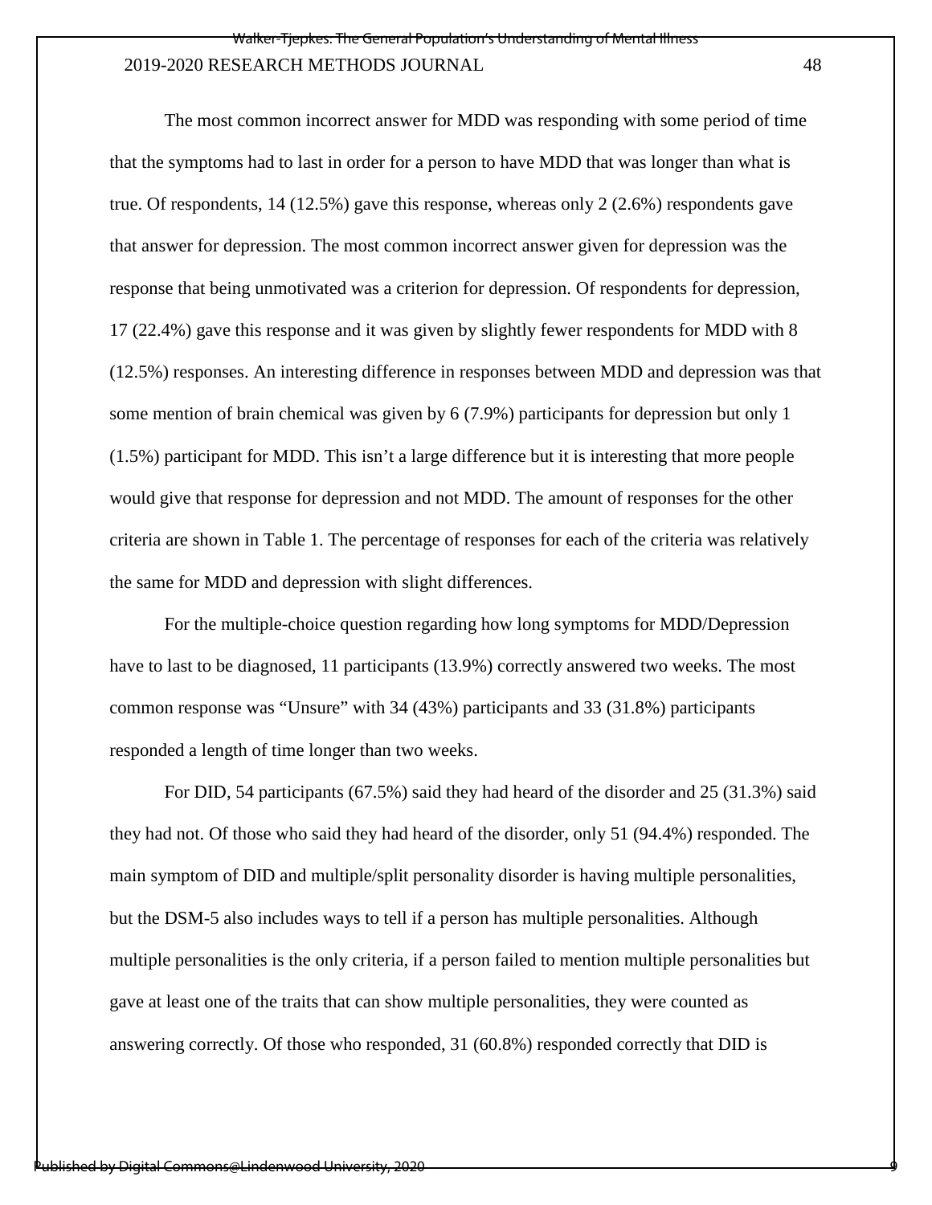The most common incorrect answer for MDD was responding with some period of time that the symptoms had to last in order for a person to have MDD that was longer than what is true. Of respondents, 14 (12.5%) gave this response, whereas only 2 (2.6%) respondents gave that answer for depression. The most common incorrect answer given for depression was the response that being unmotivated was a criterion for depression. Of respondents for depression, 17 (22.4%) gave this response and it was given by slightly fewer respondents for MDD with 8 (12.5%) responses. An interesting difference in responses between MDD and depression was that some mention of brain chemical was given by 6 (7.9%) participants for depression but only 1 (1.5%) participant for MDD. This isn't a large difference but it is interesting that more people would give that response for depression and not MDD. The amount of responses for the other criteria are shown in Table 1. The percentage of responses for each of the criteria was relatively the same for MDD and depression with slight differences.

For the multiple-choice question regarding how long symptoms for MDD/Depression have to last to be diagnosed, 11 participants (13.9%) correctly answered two weeks. The most common response was "Unsure" with 34 (43%) participants and 33 (31.8%) participants responded a length of time longer than two weeks.

For DID, 54 participants (67.5%) said they had heard of the disorder and 25 (31.3%) said they had not. Of those who said they had heard of the disorder, only 51 (94.4%) responded. The main symptom of DID and multiple/split personality disorder is having multiple personalities, but the DSM-5 also includes ways to tell if a person has multiple personalities. Although multiple personalities is the only criteria, if a person failed to mention multiple personalities but gave at least one of the traits that can show multiple personalities, they were counted as answering correctly. Of those who responded, 31 (60.8%) responded correctly that DID is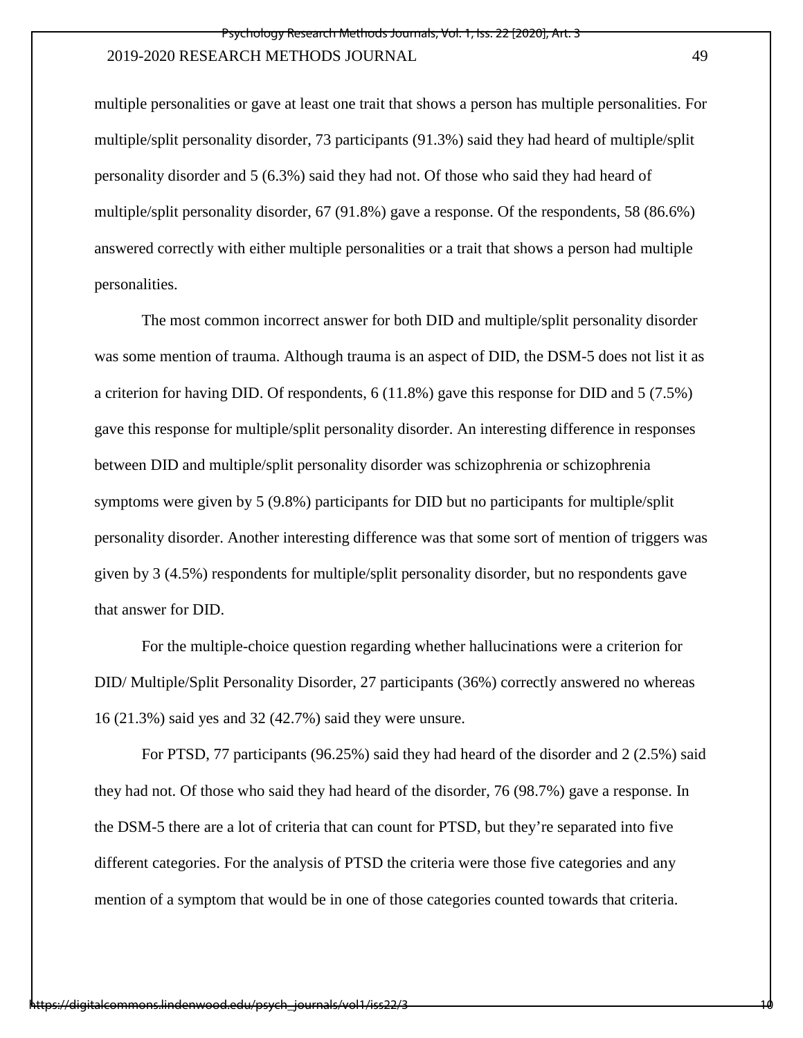multiple personalities or gave at least one trait that shows a person has multiple personalities. For multiple/split personality disorder, 73 participants (91.3%) said they had heard of multiple/split personality disorder and 5 (6.3%) said they had not. Of those who said they had heard of multiple/split personality disorder, 67 (91.8%) gave a response. Of the respondents, 58 (86.6%) answered correctly with either multiple personalities or a trait that shows a person had multiple personalities.

The most common incorrect answer for both DID and multiple/split personality disorder was some mention of trauma. Although trauma is an aspect of DID, the DSM-5 does not list it as a criterion for having DID. Of respondents, 6 (11.8%) gave this response for DID and 5 (7.5%) gave this response for multiple/split personality disorder. An interesting difference in responses between DID and multiple/split personality disorder was schizophrenia or schizophrenia symptoms were given by 5 (9.8%) participants for DID but no participants for multiple/split personality disorder. Another interesting difference was that some sort of mention of triggers was given by 3 (4.5%) respondents for multiple/split personality disorder, but no respondents gave that answer for DID.

For the multiple-choice question regarding whether hallucinations were a criterion for DID/ Multiple/Split Personality Disorder, 27 participants (36%) correctly answered no whereas 16 (21.3%) said yes and 32 (42.7%) said they were unsure.

For PTSD, 77 participants (96.25%) said they had heard of the disorder and 2 (2.5%) said they had not. Of those who said they had heard of the disorder, 76 (98.7%) gave a response. In the DSM-5 there are a lot of criteria that can count for PTSD, but they're separated into five different categories. For the analysis of PTSD the criteria were those five categories and any mention of a symptom that would be in one of those categories counted towards that criteria.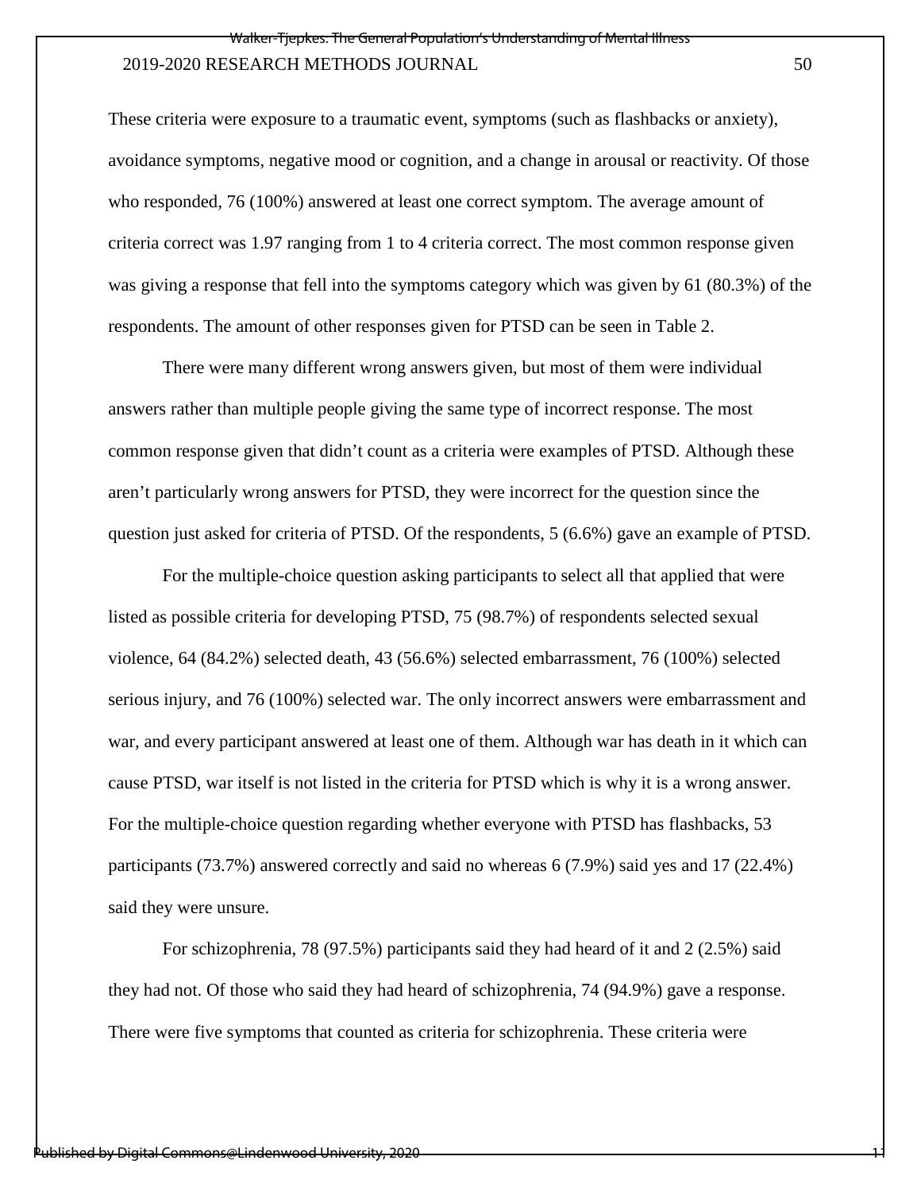These criteria were exposure to a traumatic event, symptoms (such as flashbacks or anxiety), avoidance symptoms, negative mood or cognition, and a change in arousal or reactivity. Of those who responded, 76 (100%) answered at least one correct symptom. The average amount of criteria correct was 1.97 ranging from 1 to 4 criteria correct. The most common response given was giving a response that fell into the symptoms category which was given by 61 (80.3%) of the respondents. The amount of other responses given for PTSD can be seen in Table 2.

There were many different wrong answers given, but most of them were individual answers rather than multiple people giving the same type of incorrect response. The most common response given that didn't count as a criteria were examples of PTSD. Although these aren't particularly wrong answers for PTSD, they were incorrect for the question since the question just asked for criteria of PTSD. Of the respondents, 5 (6.6%) gave an example of PTSD.

For the multiple-choice question asking participants to select all that applied that were listed as possible criteria for developing PTSD, 75 (98.7%) of respondents selected sexual violence, 64 (84.2%) selected death, 43 (56.6%) selected embarrassment, 76 (100%) selected serious injury, and 76 (100%) selected war. The only incorrect answers were embarrassment and war, and every participant answered at least one of them. Although war has death in it which can cause PTSD, war itself is not listed in the criteria for PTSD which is why it is a wrong answer. For the multiple-choice question regarding whether everyone with PTSD has flashbacks, 53 participants (73.7%) answered correctly and said no whereas 6 (7.9%) said yes and 17 (22.4%) said they were unsure.

For schizophrenia, 78 (97.5%) participants said they had heard of it and 2 (2.5%) said they had not. Of those who said they had heard of schizophrenia, 74 (94.9%) gave a response. There were five symptoms that counted as criteria for schizophrenia. These criteria were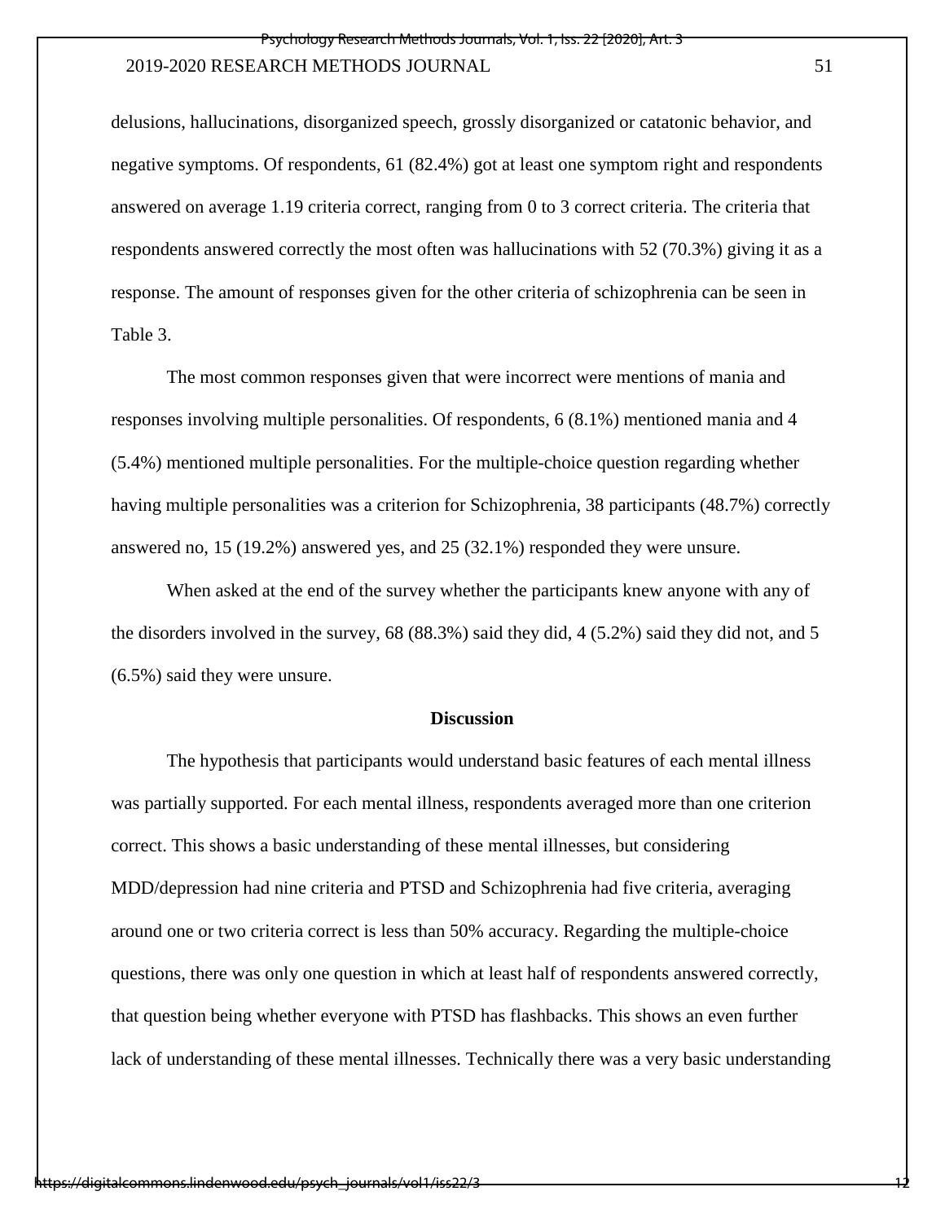delusions, hallucinations, disorganized speech, grossly disorganized or catatonic behavior, and negative symptoms. Of respondents, 61 (82.4%) got at least one symptom right and respondents answered on average 1.19 criteria correct, ranging from 0 to 3 correct criteria. The criteria that respondents answered correctly the most often was hallucinations with 52 (70.3%) giving it as a response. The amount of responses given for the other criteria of schizophrenia can be seen in Table 3.

The most common responses given that were incorrect were mentions of mania and responses involving multiple personalities. Of respondents, 6 (8.1%) mentioned mania and 4 (5.4%) mentioned multiple personalities. For the multiple-choice question regarding whether having multiple personalities was a criterion for Schizophrenia, 38 participants (48.7%) correctly answered no, 15 (19.2%) answered yes, and 25 (32.1%) responded they were unsure.

When asked at the end of the survey whether the participants knew anyone with any of the disorders involved in the survey, 68 (88.3%) said they did, 4 (5.2%) said they did not, and 5 (6.5%) said they were unsure.

## Discussion

The hypothesis that participants would understand basic features of each mental illness was partially supported. For each mental illness, respondents averaged more than one criterion correct. This shows a basic understanding of these mental illnesses, but considering MDD/depression had nine criteria and PTSD and Schizophrenia had five criteria, averaging around one or two criteria correct is less than 50% accuracy. Regarding the multiple-choice questions, there was only one question in which at least half of respondents answered correctly, that question being whether everyone with PTSD has flashbacks. This shows an even further lack of understanding of these mental illnesses. Technically there was a very basic understanding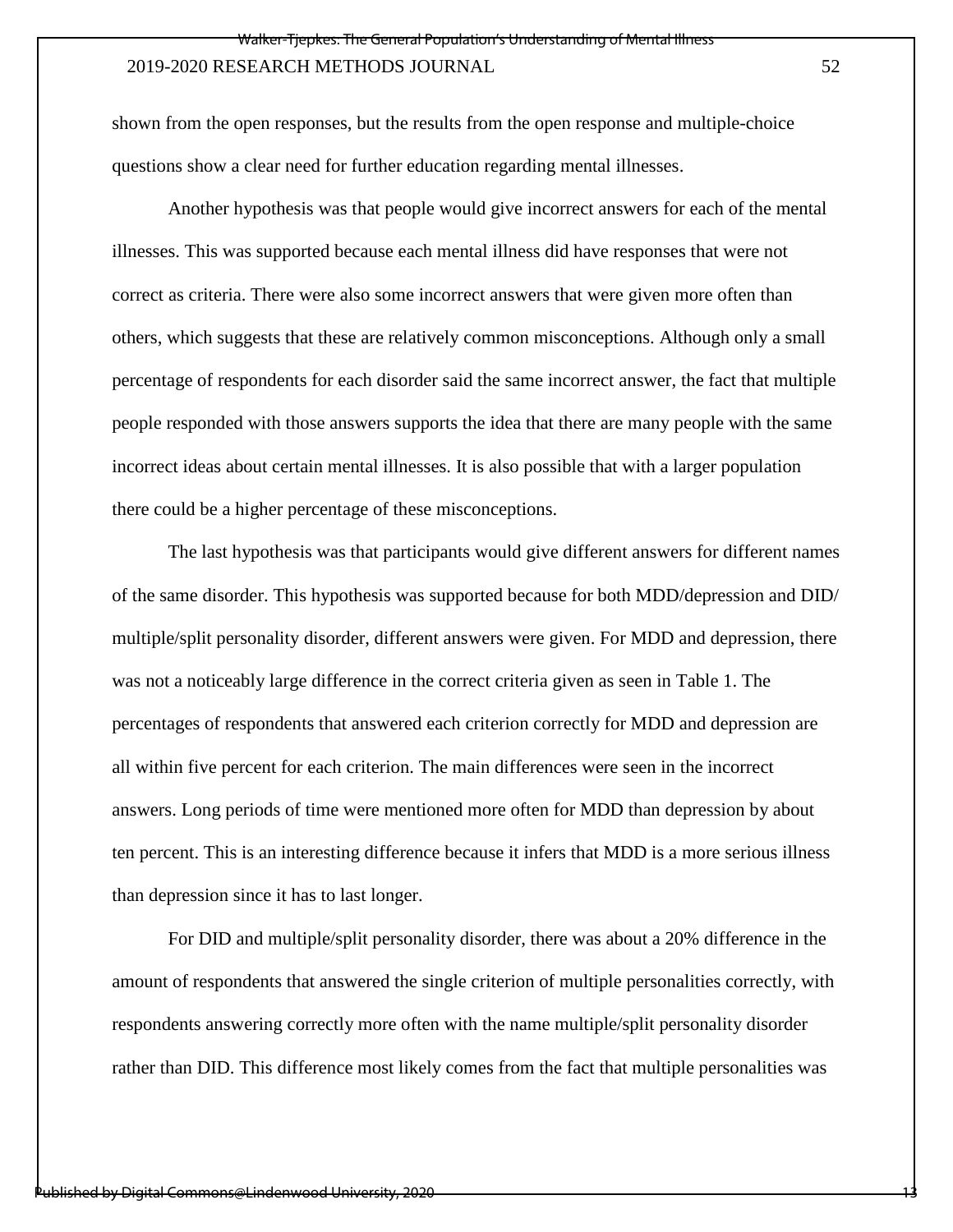shown from the open responses, but the results from the open response and multiple-choice questions show a clear need for further education regarding mental illnesses.

Another hypothesis was that people would give incorrect answers for each of the mental illnesses. This was supported because each mental illness did have responses that were not correct as criteria. There were also some incorrect answers that were given more often than others, which suggests that these are relatively common misconceptions. Although only a small percentage of respondents for each disorder said the same incorrect answer, the fact that multiple people responded with those answers supports the idea that there are many people with the same incorrect ideas about certain mental illnesses. It is also possible that with a larger population there could be a higher percentage of these misconceptions.

The last hypothesis was that participants would give different answers for different names of the same disorder. This hypothesis was supported because for both MDD/depression and DID/multiple/split personality disorder, different answers were given. For MDD and depression, there was not a noticeably large difference in the correct criteria given as seen in Table 1. The percentages of respondents that answered each criterion correctly for MDD and depression are all within five percent for each criterion. The main differences were seen in the incorrect answers. Long periods of time were mentioned more often for MDD than depression by about ten percent. This is an interesting difference because it infers that MDD is a more serious illness than depression since it has to last longer.

For DID and multiple/split personality disorder, there was about a 20% difference in the amount of respondents that answered the single criterion of multiple personalities correctly, with respondents answering correctly more often with the name multiple/split personality disorder rather than DID. This difference most likely comes from the fact that multiple personalities was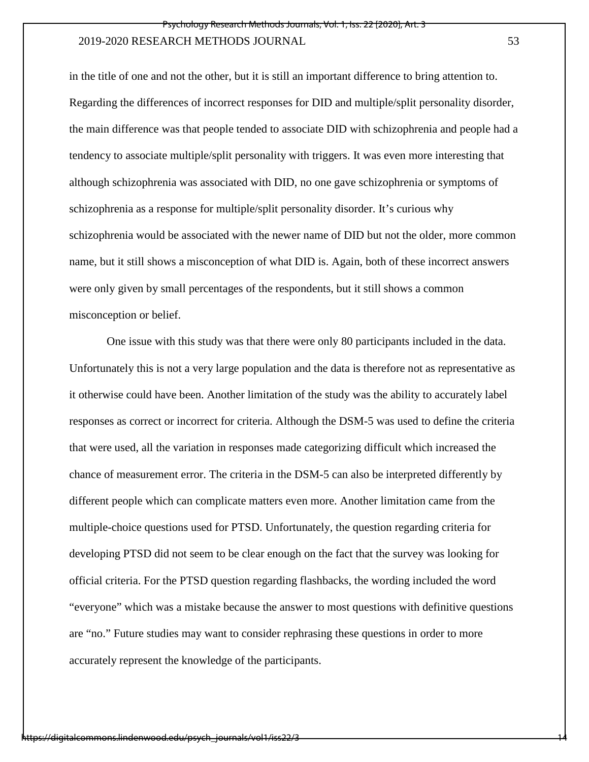in the title of one and not the other, but it is still an important difference to bring attention to. Regarding the differences of incorrect responses for DID and multiple/split personality disorder, the main difference was that people tended to associate DID with schizophrenia and people had a tendency to associate multiple/split personality with triggers. It was even more interesting that although schizophrenia was associated with DID, no one gave schizophrenia or symptoms of schizophrenia as a response for multiple/split personality disorder. It's curious why schizophrenia would be associated with the newer name of DID but not the older, more common name, but it still shows a misconception of what DID is. Again, both of these incorrect answers were only given by small percentages of the respondents, but it still shows a common misconception or belief.

One issue with this study was that there were only 80 participants included in the data. Unfortunately this is not a very large population and the data is therefore not as representative as it otherwise could have been. Another limitation of the study was the ability to accurately label responses as correct or incorrect for criteria. Although the DSM-5 was used to define the criteria that were used, all the variation in responses made categorizing difficult which increased the chance of measurement error. The criteria in the DSM-5 can also be interpreted differently by different people which can complicate matters even more. Another limitation came from the multiple-choice questions used for PTSD. Unfortunately, the question regarding criteria for developing PTSD did not seem to be clear enough on the fact that the survey was looking for official criteria. For the PTSD question regarding flashbacks, the wording included the word "everyone" which was a mistake because the answer to most questions with definitive questions are "no." Future studies may want to consider rephrasing these questions in order to more accurately represent the knowledge of the participants.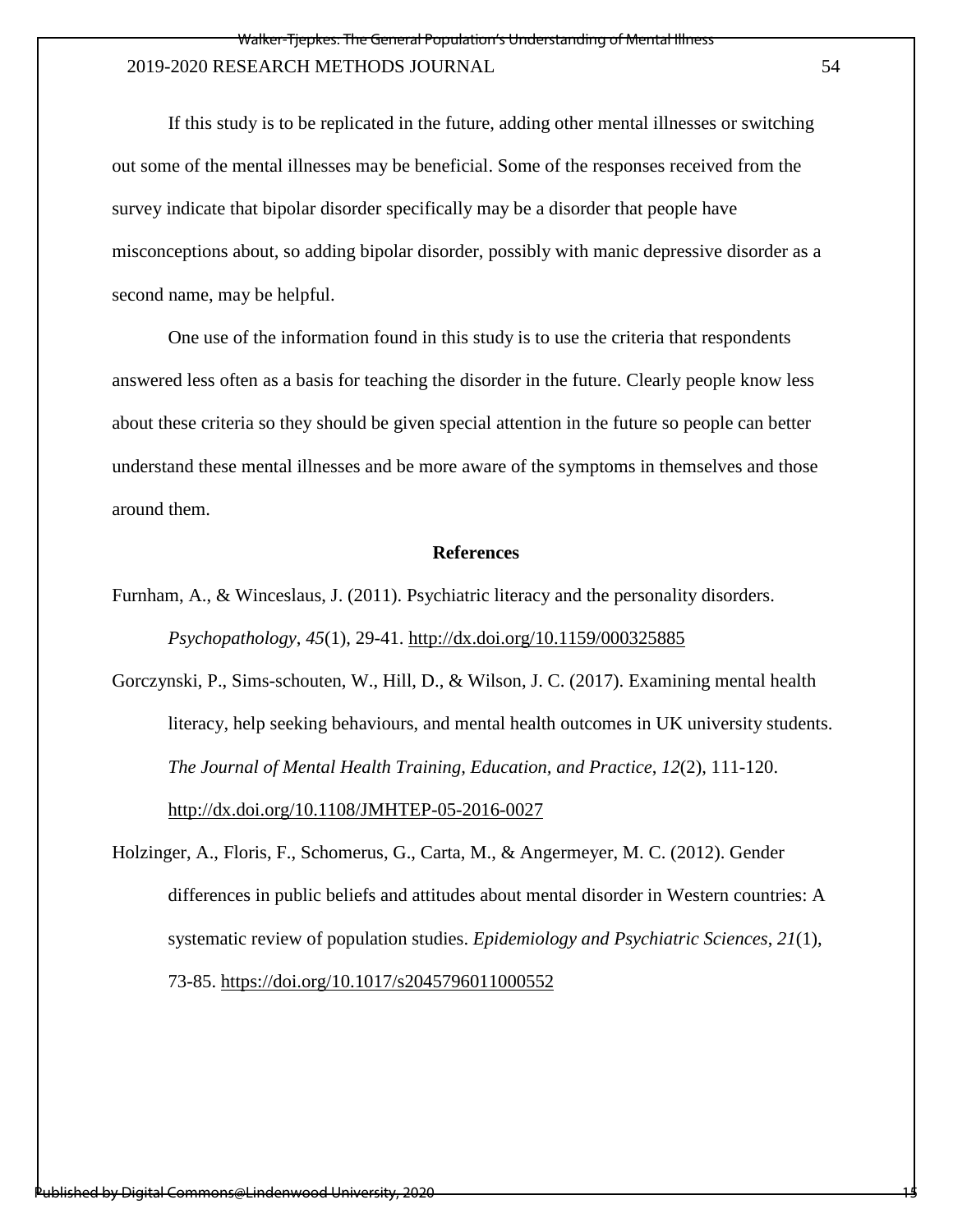If this study is to be replicated in the future, adding other mental illnesses or switching out some of the mental illnesses may be beneficial. Some of the responses received from the survey indicate that bipolar disorder specifically may be a disorder that people have misconceptions about, so adding bipolar disorder, possibly with manic depressive disorder as a second name, may be helpful.

One use of the information found in this study is to use the criteria that respondents answered less often as a basis for teaching the disorder in the future. Clearly people know less about these criteria so they should be given special attention in the future so people can better understand these mental illnesses and be more aware of the symptoms in themselves and those around them.

## References

Furnham, A., & Winceslaus, J. (2011). Psychiatric literacy and the personality disorders. *Psychopathology*, *45*(1), 29-41. http://dx.doi.org/10.1159/000325885

Gorczynski, P., Sims-schouten, W., Hill, D., & Wilson, J. C. (2017). Examining mental health literacy, help seeking behaviours, and mental health outcomes in UK university students. *The Journal of Mental Health Training, Education, and Practice*, *12*(2), 111-120. http://dx.doi.org/10.1108/JMHTEP-05-2016-0027

Holzinger, A., Floris, F., Schomerus, G., Carta, M., & Angermeyer, M. C. (2012). Gender differences in public beliefs and attitudes about mental disorder in Western countries: A systematic review of population studies. *Epidemiology and Psychiatric Sciences*, *21*(1), 73-85. https://doi.org/10.1017/s2045796011000552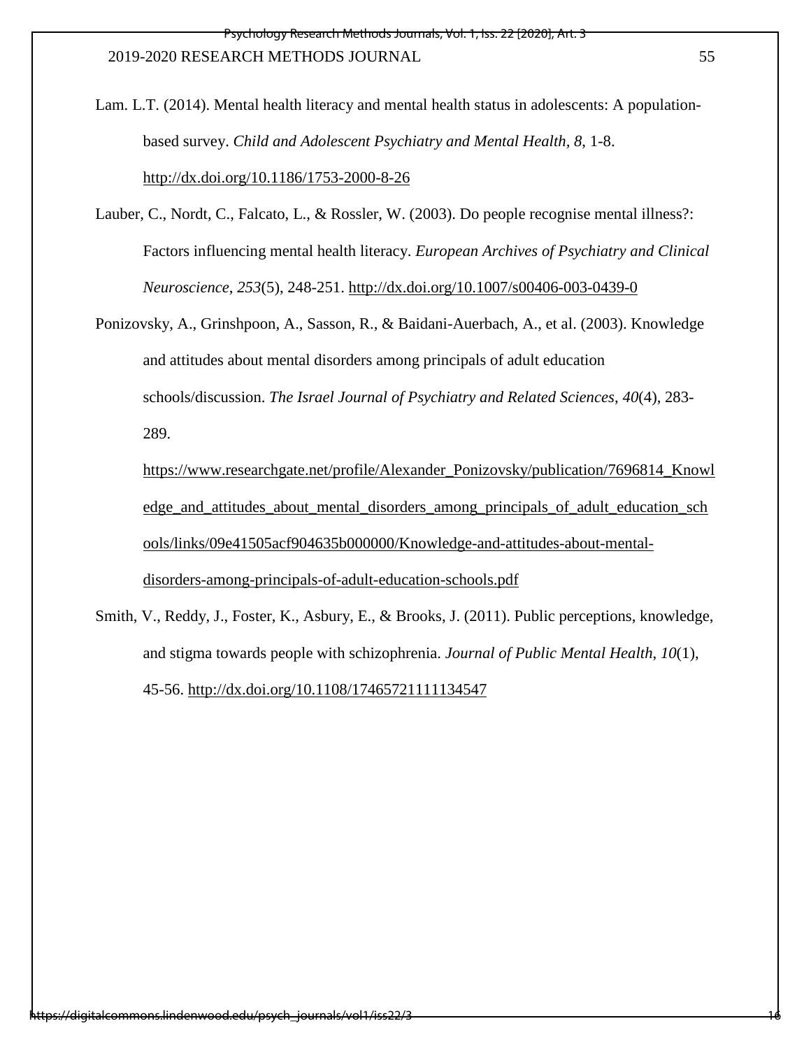Lam. L.T. (2014). Mental health literacy and mental health status in adolescents: A population-based survey. *Child and Adolescent Psychiatry and Mental Health*, *8*, 1-8. http://dx.doi.org/10.1186/1753-2000-8-26

Lauber, C., Nordt, C., Falcato, L., & Rossler, W. (2003). Do people recognise mental illness?: Factors influencing mental health literacy. *European Archives of Psychiatry and Clinical Neuroscience*, *253*(5), 248-251. http://dx.doi.org/10.1007/s00406-003-0439-0

Ponizovsky, A., Grinshpoon, A., Sasson, R., & Baidani-Auerbach, A., et al. (2003). Knowledge and attitudes about mental disorders among principals of adult education schools/discussion. *The Israel Journal of Psychiatry and Related Sciences*, *40*(4), 283-289. https://www.researchgate.net/profile/Alexander_Ponizovsky/publication/7696814_Knowledge_and_attitudes_about_mental_disorders_among_principals_of_adult_education_schools/links/09e41505acf904635b000000/Knowledge-and-attitudes-about-mental-disorders-among-principals-of-adult-education-schools.pdf

Smith, V., Reddy, J., Foster, K., Asbury, E., & Brooks, J. (2011). Public perceptions, knowledge, and stigma towards people with schizophrenia. *Journal of Public Mental Health*, *10*(1), 45-56. http://dx.doi.org/10.1108/17465721111134547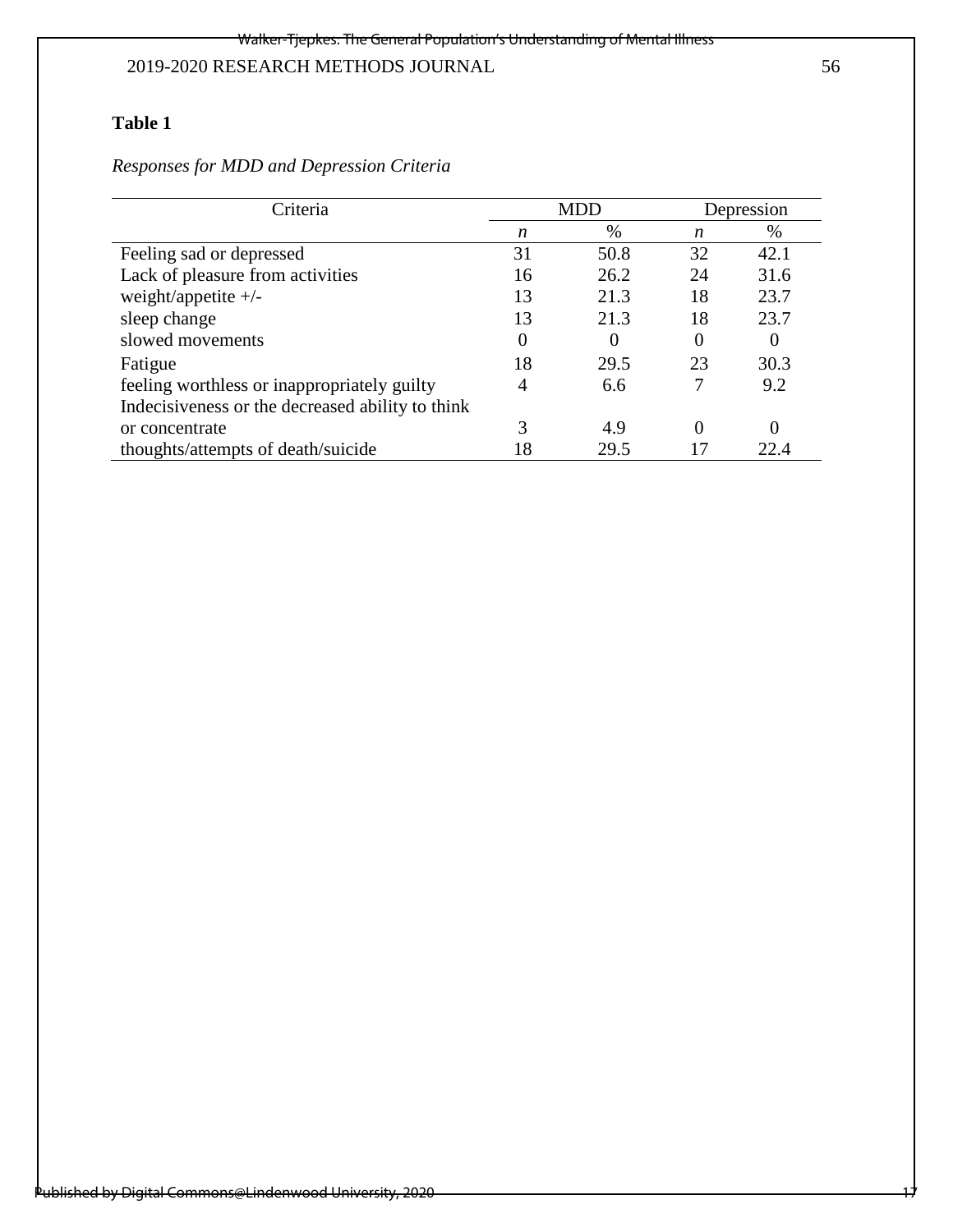**Table 1**

*Responses for MDD and Depression Criteria*

| Criteria | MDD | | Depression | |
|---|---|---|---|---|
| | *n* | % | *n* | % |
| Feeling sad or depressed | 31 | 50.8 | 32 | 42.1 |
| Lack of pleasure from activities | 16 | 26.2 | 24 | 31.6 |
| weight/appetite +/- | 13 | 21.3 | 18 | 23.7 |
| sleep change | 13 | 21.3 | 18 | 23.7 |
| slowed movements | 0 | 0 | 0 | 0 |
| Fatigue | 18 | 29.5 | 23 | 30.3 |
| feeling worthless or inappropriately guilty | 4 | 6.6 | 7 | 9.2 |
| Indecisiveness or the decreased ability to think or concentrate | 3 | 4.9 | 0 | 0 |
| thoughts/attempts of death/suicide | 18 | 29.5 | 17 | 22.4 |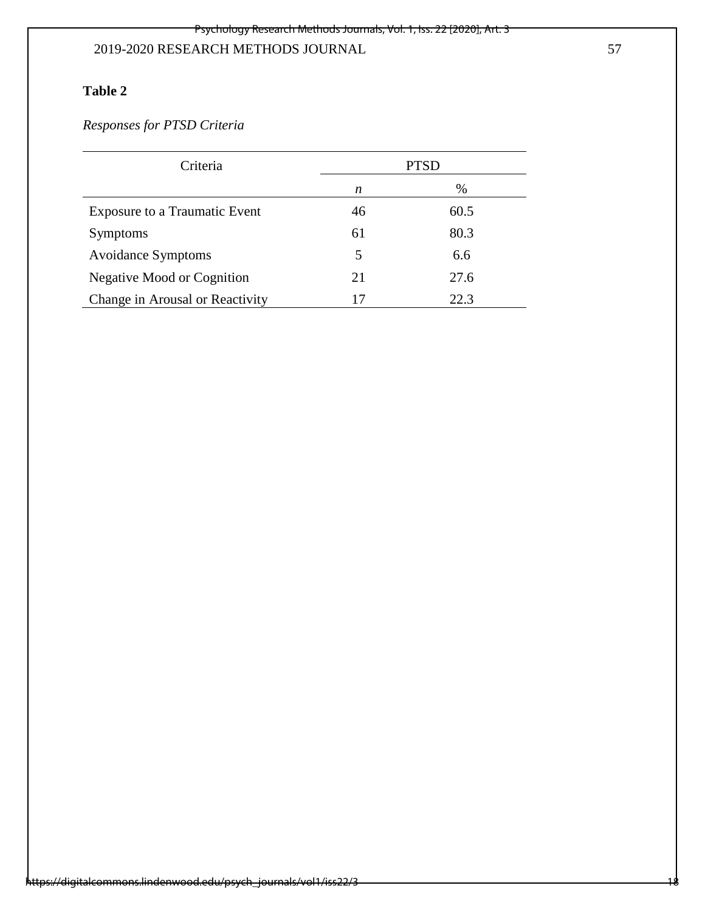**Table 2**

*Responses for PTSD Criteria*

| Criteria | PTSD | |
|---|---|---|
| | *n* | % |
| Exposure to a Traumatic Event | 46 | 60.5 |
| Symptoms | 61 | 80.3 |
| Avoidance Symptoms | 5 | 6.6 |
| Negative Mood or Cognition | 21 | 27.6 |
| Change in Arousal or Reactivity | 17 | 22.3 |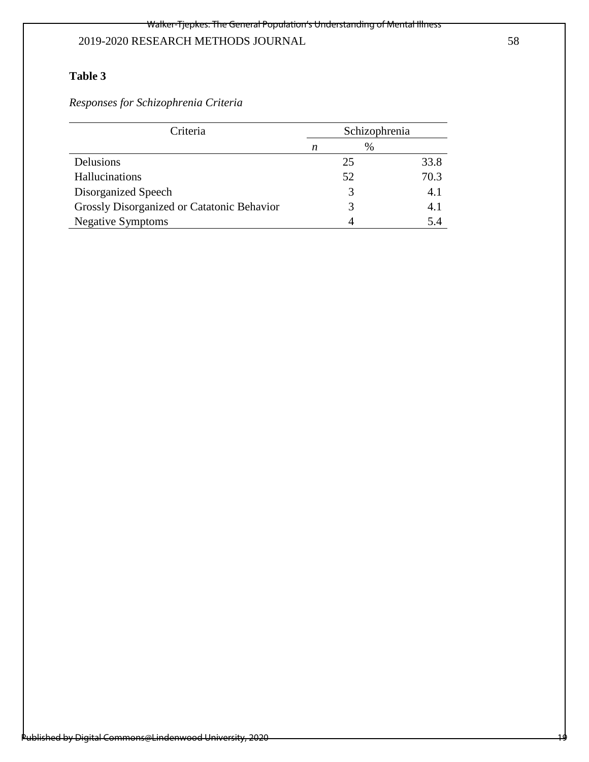**Table 3**

*Responses for Schizophrenia Criteria*

| Criteria | Schizophrenia | |
|---|---|---|
| | *n* | % |
| Delusions | 25 | 33.8 |
| Hallucinations | 52 | 70.3 |
| Disorganized Speech | 3 | 4.1 |
| Grossly Disorganized or Catatonic Behavior | 3 | 4.1 |
| Negative Symptoms | 4 | 5.4 |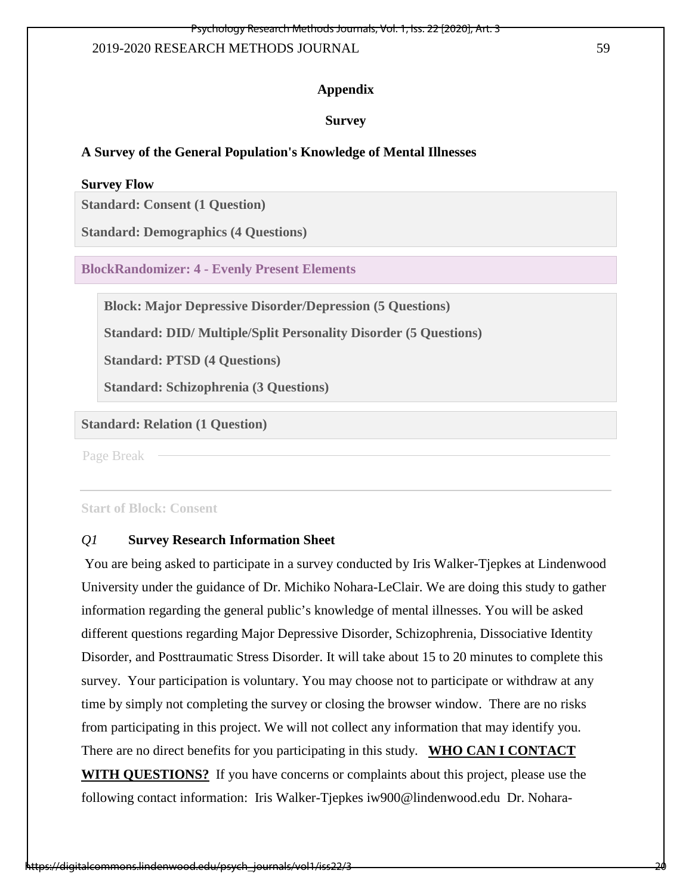**Appendix**

**Survey**

**A Survey of the General Population's Knowledge of Mental Illnesses**

**Survey Flow**

**Standard: Consent (1 Question)**

**Standard: Demographics (4 Questions)**

**BlockRandomizer: 4 - Evenly Present Elements**

**Block: Major Depressive Disorder/Depression (5 Questions)**

**Standard: DID/ Multiple/Split Personality Disorder (5 Questions)**

**Standard: PTSD (4 Questions)**

**Standard: Schizophrenia (3 Questions)**

**Standard: Relation (1 Question)**

Page Break

---

Start of Block: Consent

*Q1* **Survey Research Information Sheet**

You are being asked to participate in a survey conducted by Iris Walker-Tjepkes at Lindenwood University under the guidance of Dr. Michiko Nohara-LeClair. We are doing this study to gather information regarding the general public's knowledge of mental illnesses. You will be asked different questions regarding Major Depressive Disorder, Schizophrenia, Dissociative Identity Disorder, and Posttraumatic Stress Disorder. It will take about 15 to 20 minutes to complete this survey. Your participation is voluntary. You may choose not to participate or withdraw at any time by simply not completing the survey or closing the browser window. There are no risks from participating in this project. We will not collect any information that may identify you. There are no direct benefits for you participating in this study. **WHO CAN I CONTACT WITH QUESTIONS?** If you have concerns or complaints about this project, please use the following contact information: Iris Walker-Tjepkes iw900@lindenwood.edu Dr. Nohara-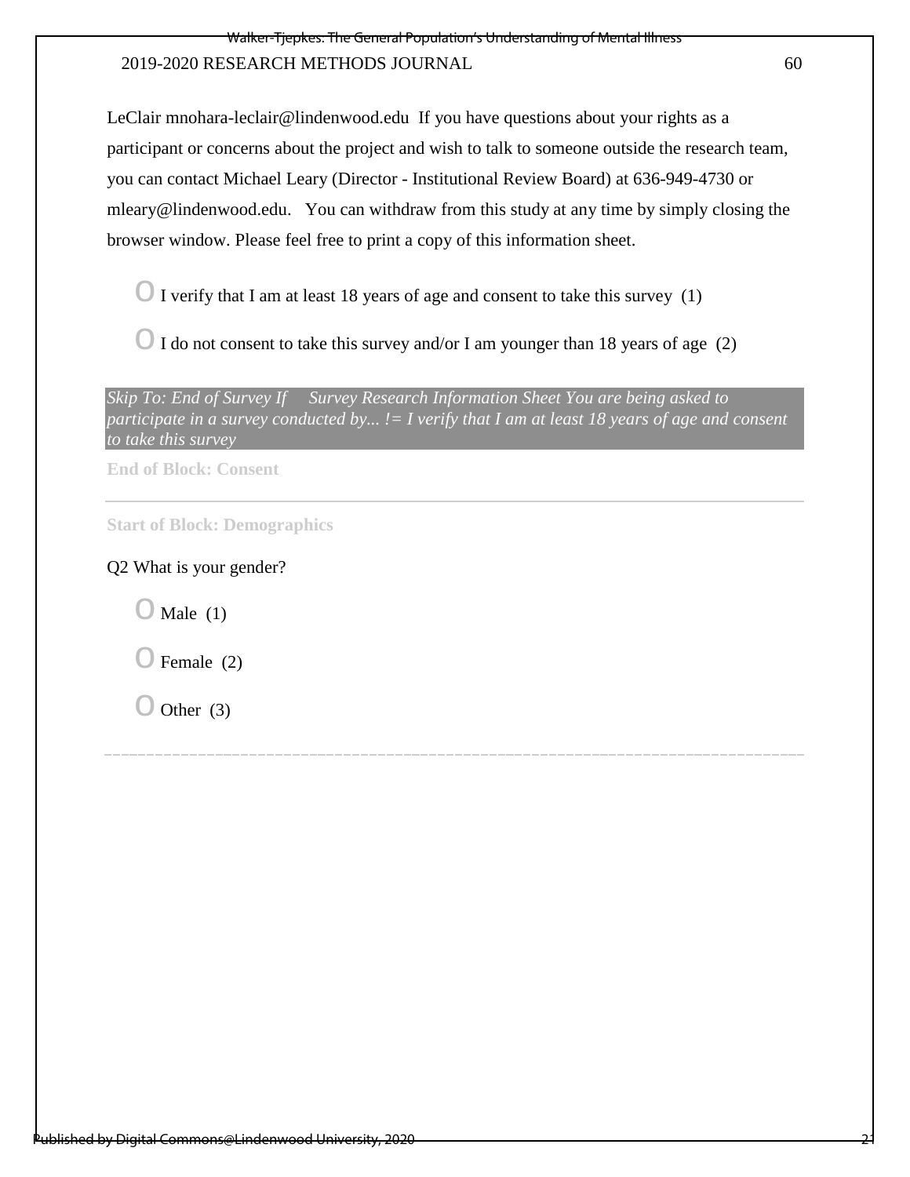LeClair mnohara-leclair@lindenwood.edu If you have questions about your rights as a participant or concerns about the project and wish to talk to someone outside the research team, you can contact Michael Leary (Director - Institutional Review Board) at 636-949-4730 or mleary@lindenwood.edu. You can withdraw from this study at any time by simply closing the browser window. Please feel free to print a copy of this information sheet.

- I verify that I am at least 18 years of age and consent to take this survey (1)
- I do not consent to take this survey and/or I am younger than 18 years of age (2)

*Skip To: End of Survey If Survey Research Information Sheet You are being asked to participate in a survey conducted by... != I verify that I am at least 18 years of age and consent to take this survey*

**End of Block: Consent**

---

**Start of Block: Demographics**

Q2 What is your gender?

- Male (1)
- Female (2)
- Other (3)

---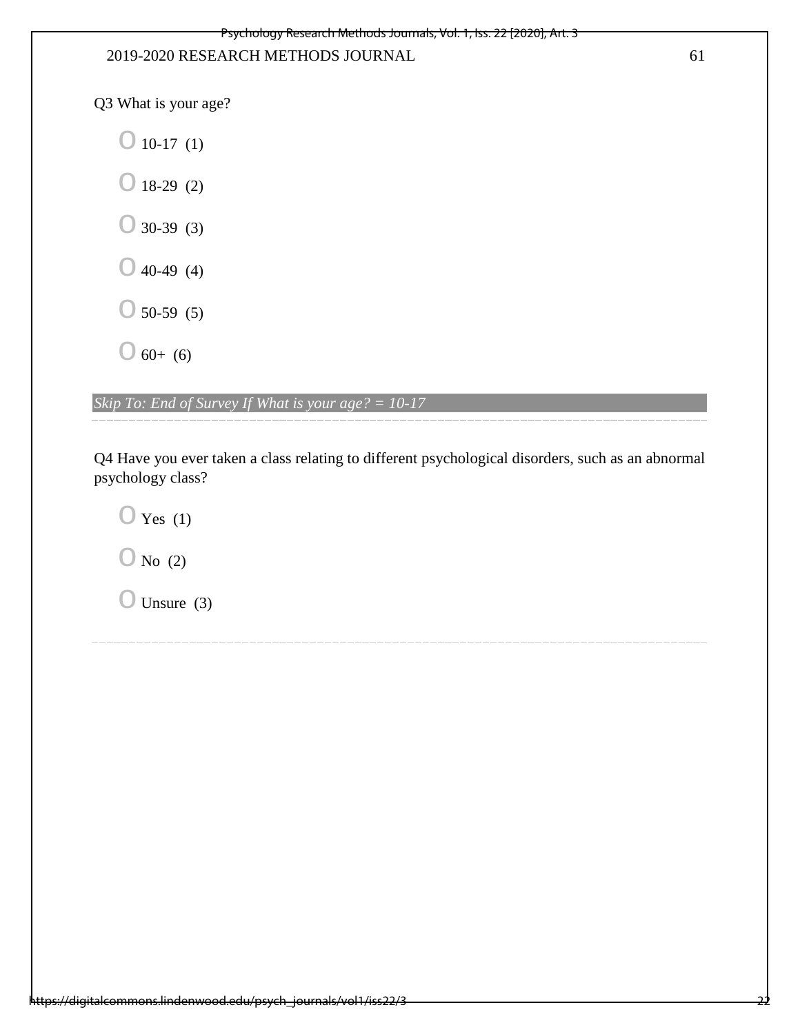Q3 What is your age?

- 10-17 (1)
- 18-29 (2)
- 30-39 (3)
- 40-49 (4)
- 50-59 (5)
- 60+ (6)

*Skip To: End of Survey If What is your age? = 10-17*

---

Q4 Have you ever taken a class relating to different psychological disorders, such as an abnormal psychology class?

- Yes (1)
- No (2)
- Unsure (3)

---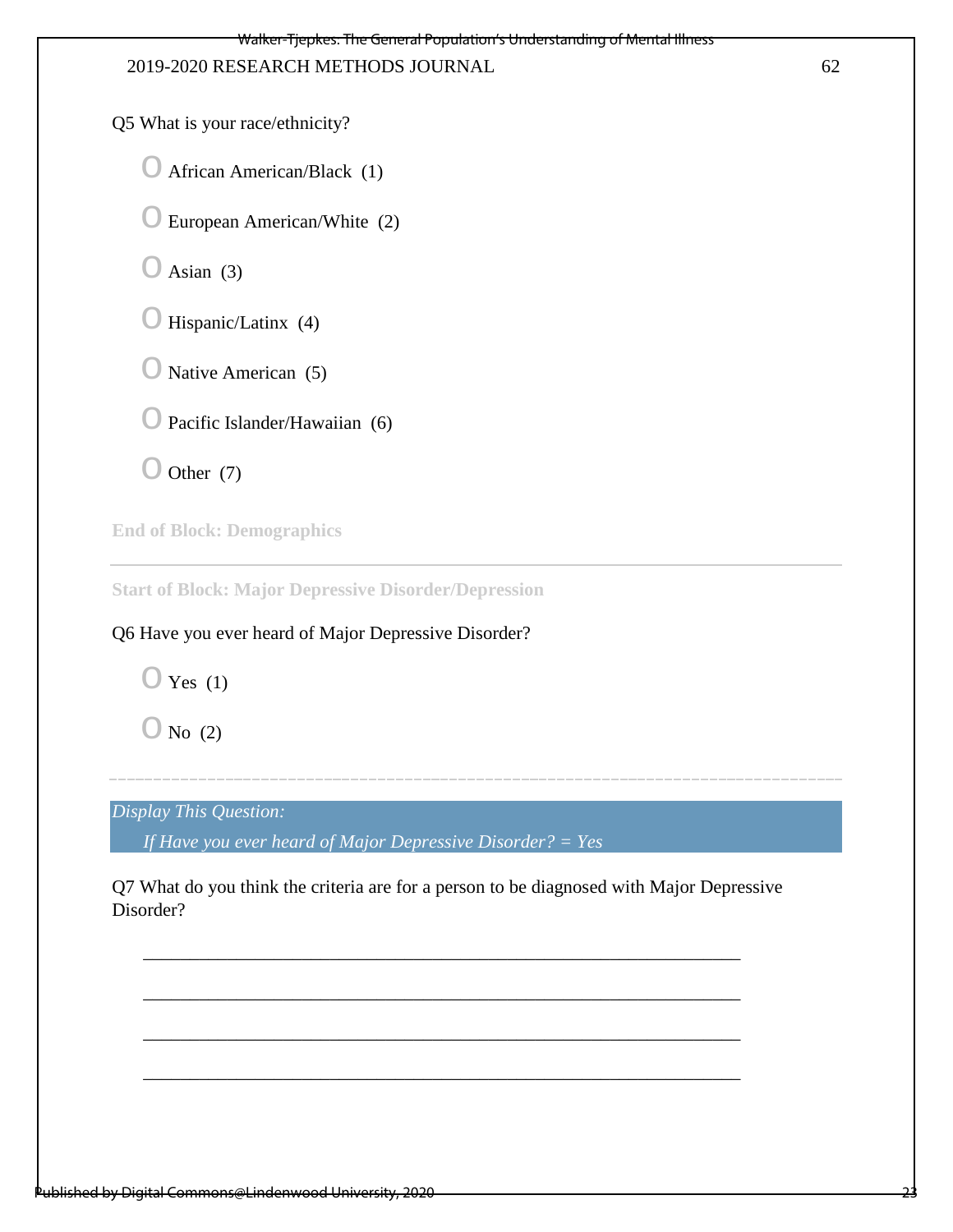Q5 What is your race/ethnicity?

- African American/Black (1)
- European American/White (2)
- Asian (3)
- Hispanic/Latinx (4)
- Native American (5)
- Pacific Islander/Hawaiian (6)
- Other (7)

**End of Block: Demographics**

---

**Start of Block: Major Depressive Disorder/Depression**

Q6 Have you ever heard of Major Depressive Disorder?

- Yes (1)
- No (2)

---

*Display This Question:*

*If Have you ever heard of Major Depressive Disorder? = Yes*

Q7 What do you think the criteria are for a person to be diagnosed with Major Depressive Disorder?

________________________________________________________________

________________________________________________________________

________________________________________________________________

________________________________________________________________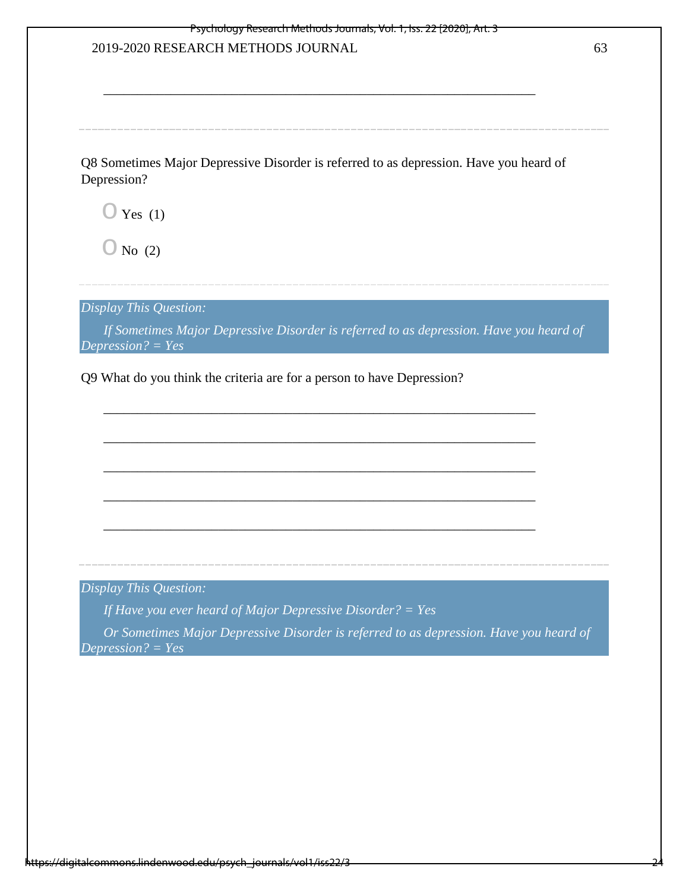\_\_\_\_\_\_\_\_\_\_\_\_\_\_\_\_\_\_\_\_\_\_\_\_\_\_\_\_\_\_\_\_\_\_\_\_\_\_\_\_\_\_\_\_\_\_\_\_\_\_\_\_\_\_\_\_\_\_\_\_\_\_\_\_

Q8 Sometimes Major Depressive Disorder is referred to as depression. Have you heard of Depression?

- Yes (1)
- No (2)

*Display This Question:*

*If Sometimes Major Depressive Disorder is referred to as depression. Have you heard of Depression? = Yes*

Q9 What do you think the criteria are for a person to have Depression?

\_\_\_\_\_\_\_\_\_\_\_\_\_\_\_\_\_\_\_\_\_\_\_\_\_\_\_\_\_\_\_\_\_\_\_\_\_\_\_\_\_\_\_\_\_\_\_\_\_\_\_\_\_\_\_\_\_\_\_\_\_\_\_\_

\_\_\_\_\_\_\_\_\_\_\_\_\_\_\_\_\_\_\_\_\_\_\_\_\_\_\_\_\_\_\_\_\_\_\_\_\_\_\_\_\_\_\_\_\_\_\_\_\_\_\_\_\_\_\_\_\_\_\_\_\_\_\_\_

\_\_\_\_\_\_\_\_\_\_\_\_\_\_\_\_\_\_\_\_\_\_\_\_\_\_\_\_\_\_\_\_\_\_\_\_\_\_\_\_\_\_\_\_\_\_\_\_\_\_\_\_\_\_\_\_\_\_\_\_\_\_\_\_

\_\_\_\_\_\_\_\_\_\_\_\_\_\_\_\_\_\_\_\_\_\_\_\_\_\_\_\_\_\_\_\_\_\_\_\_\_\_\_\_\_\_\_\_\_\_\_\_\_\_\_\_\_\_\_\_\_\_\_\_\_\_\_\_

\_\_\_\_\_\_\_\_\_\_\_\_\_\_\_\_\_\_\_\_\_\_\_\_\_\_\_\_\_\_\_\_\_\_\_\_\_\_\_\_\_\_\_\_\_\_\_\_\_\_\_\_\_\_\_\_\_\_\_\_\_\_\_\_

*Display This Question:*

*If Have you ever heard of Major Depressive Disorder? = Yes*

*Or Sometimes Major Depressive Disorder is referred to as depression. Have you heard of Depression? = Yes*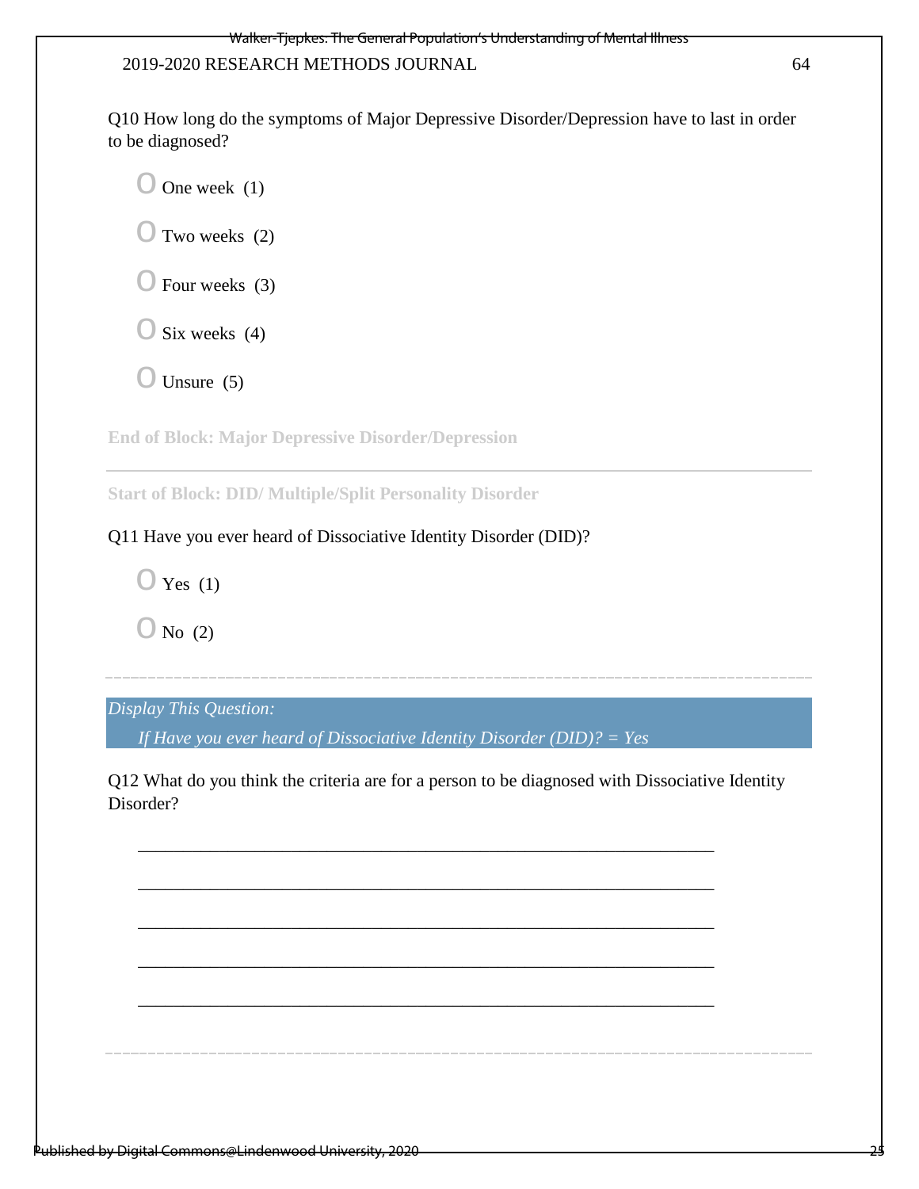Q10 How long do the symptoms of Major Depressive Disorder/Depression have to last in order to be diagnosed?

- O One week (1)
- O Two weeks (2)
- O Four weeks (3)
- O Six weeks (4)
- O Unsure (5)

**End of Block: Major Depressive Disorder/Depression**

---

**Start of Block: DID/ Multiple/Split Personality Disorder**

Q11 Have you ever heard of Dissociative Identity Disorder (DID)?

- O Yes (1)
- O No (2)

---

*Display This Question:*

*If Have you ever heard of Dissociative Identity Disorder (DID)? = Yes*

Q12 What do you think the criteria are for a person to be diagnosed with Dissociative Identity Disorder?

________________________________________________________________

________________________________________________________________

________________________________________________________________

________________________________________________________________

________________________________________________________________

---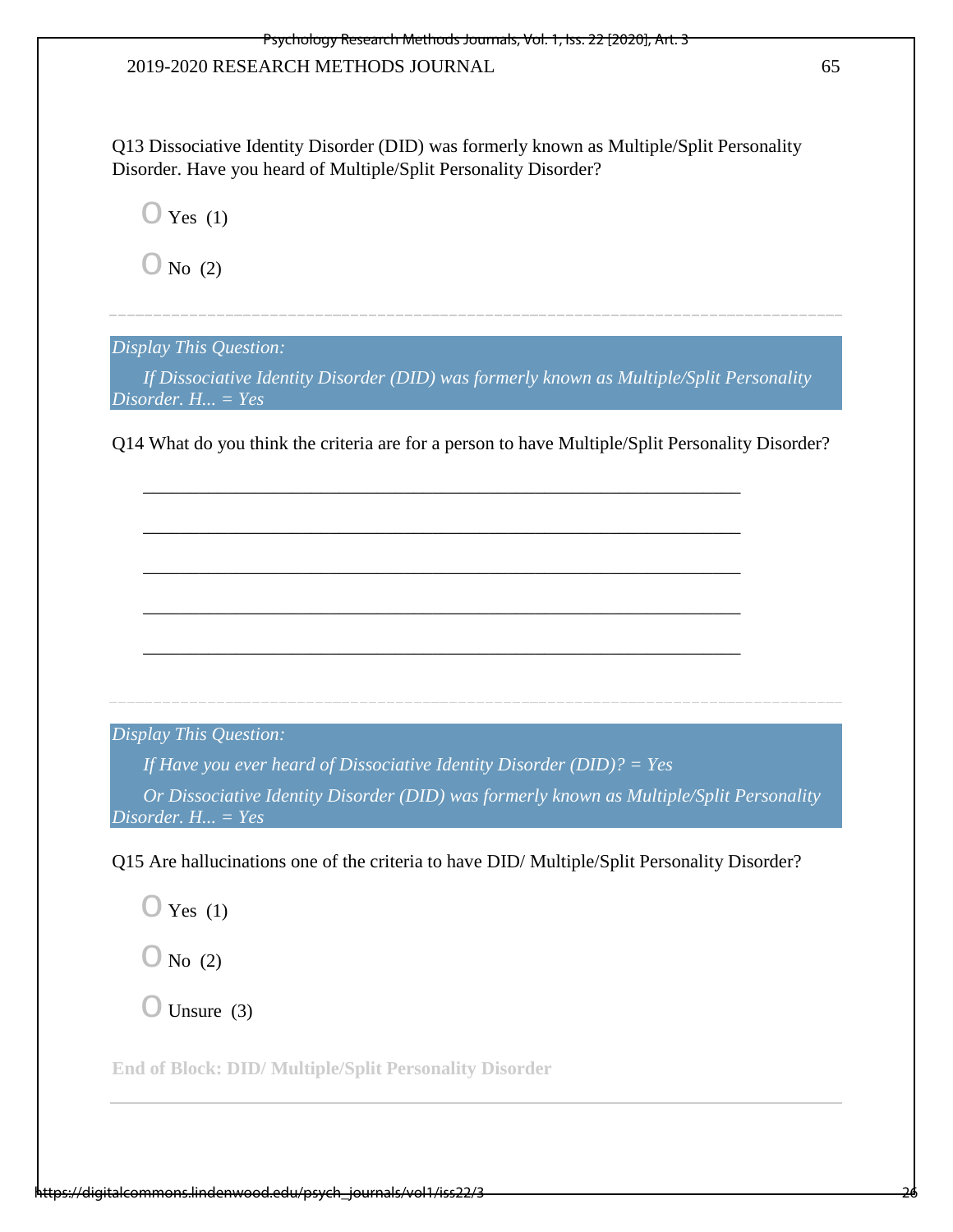Q13 Dissociative Identity Disorder (DID) was formerly known as Multiple/Split Personality Disorder. Have you heard of Multiple/Split Personality Disorder?

- Yes (1)
- No (2)

---

*Display This Question:*

*If Dissociative Identity Disorder (DID) was formerly known as Multiple/Split Personality Disorder. H... = Yes*

Q14 What do you think the criteria are for a person to have Multiple/Split Personality Disorder?

________________________________________________________________

________________________________________________________________

________________________________________________________________

________________________________________________________________

________________________________________________________________

---

*Display This Question:*

*If Have you ever heard of Dissociative Identity Disorder (DID)? = Yes*

*Or Dissociative Identity Disorder (DID) was formerly known as Multiple/Split Personality Disorder. H... = Yes*

Q15 Are hallucinations one of the criteria to have DID/ Multiple/Split Personality Disorder?

- Yes (1)
- No (2)
- Unsure (3)

**End of Block: DID/ Multiple/Split Personality Disorder**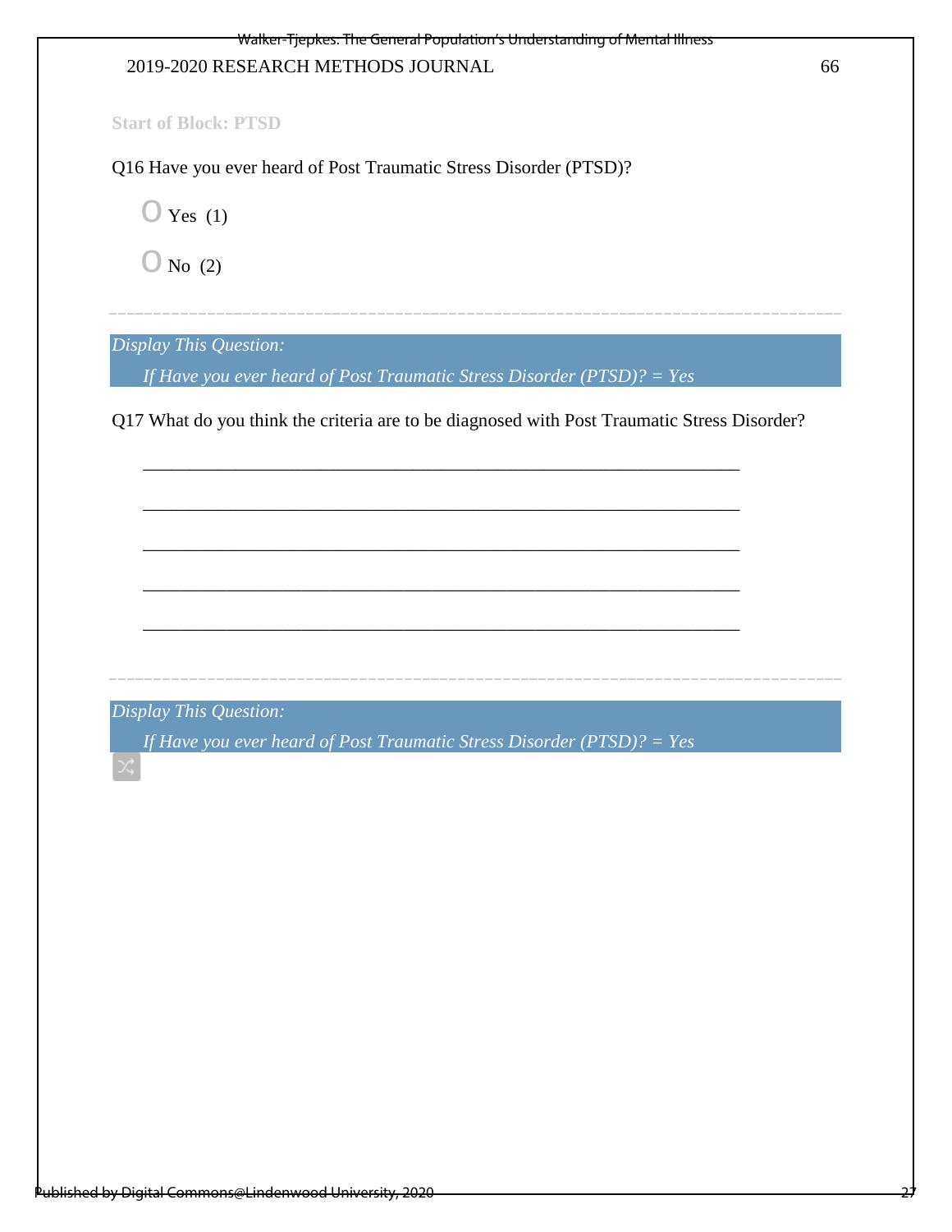Start of Block: PTSD

Q16 Have you ever heard of Post Traumatic Stress Disorder (PTSD)?

○ Yes (1)

○ No (2)

---

*Display This Question:*

*If Have you ever heard of Post Traumatic Stress Disorder (PTSD)? = Yes*

Q17 What do you think the criteria are to be diagnosed with Post Traumatic Stress Disorder?

________________________________________________________________

________________________________________________________________

________________________________________________________________

________________________________________________________________

________________________________________________________________

---

*Display This Question:*

*If Have you ever heard of Post Traumatic Stress Disorder (PTSD)? = Yes*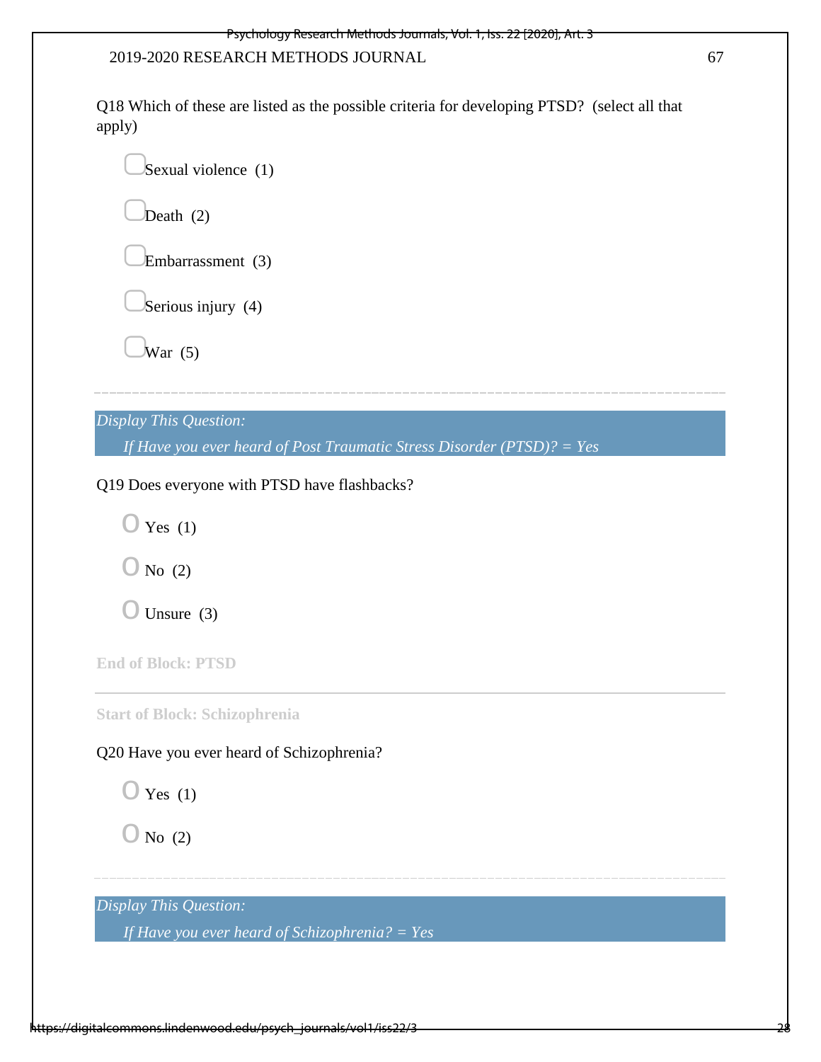Q18 Which of these are listed as the possible criteria for developing PTSD? (select all that apply)

▢ Sexual violence (1)

▢ Death (2)

▢ Embarrassment (3)

▢ Serious injury (4)

▢ War (5)

---

*Display This Question:*

*If Have you ever heard of Post Traumatic Stress Disorder (PTSD)? = Yes*

Q19 Does everyone with PTSD have flashbacks?

○ Yes (1)

○ No (2)

○ Unsure (3)

**End of Block: PTSD**

---

**Start of Block: Schizophrenia**

Q20 Have you ever heard of Schizophrenia?

○ Yes (1)

○ No (2)

---

*Display This Question:*

*If Have you ever heard of Schizophrenia? = Yes*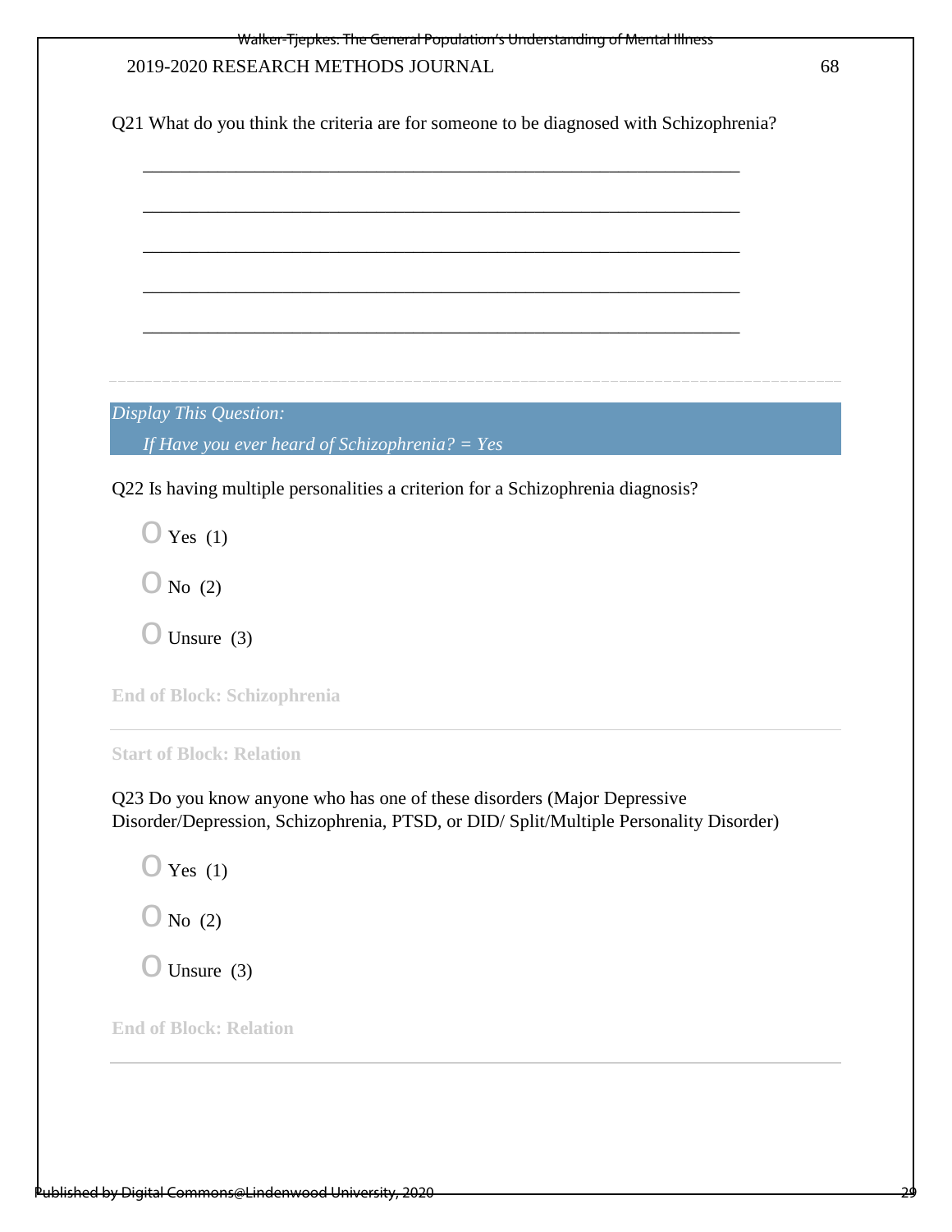Q21 What do you think the criteria are for someone to be diagnosed with Schizophrenia?

________________________________________________________________

________________________________________________________________

________________________________________________________________

________________________________________________________________

________________________________________________________________

*Display This Question:*

*If Have you ever heard of Schizophrenia? = Yes*

Q22 Is having multiple personalities a criterion for a Schizophrenia diagnosis?

- Yes (1)
- No (2)
- Unsure (3)

**End of Block: Schizophrenia**

**Start of Block: Relation**

Q23 Do you know anyone who has one of these disorders (Major Depressive Disorder/Depression, Schizophrenia, PTSD, or DID/ Split/Multiple Personality Disorder)

- Yes (1)
- No (2)
- Unsure (3)

**End of Block: Relation**